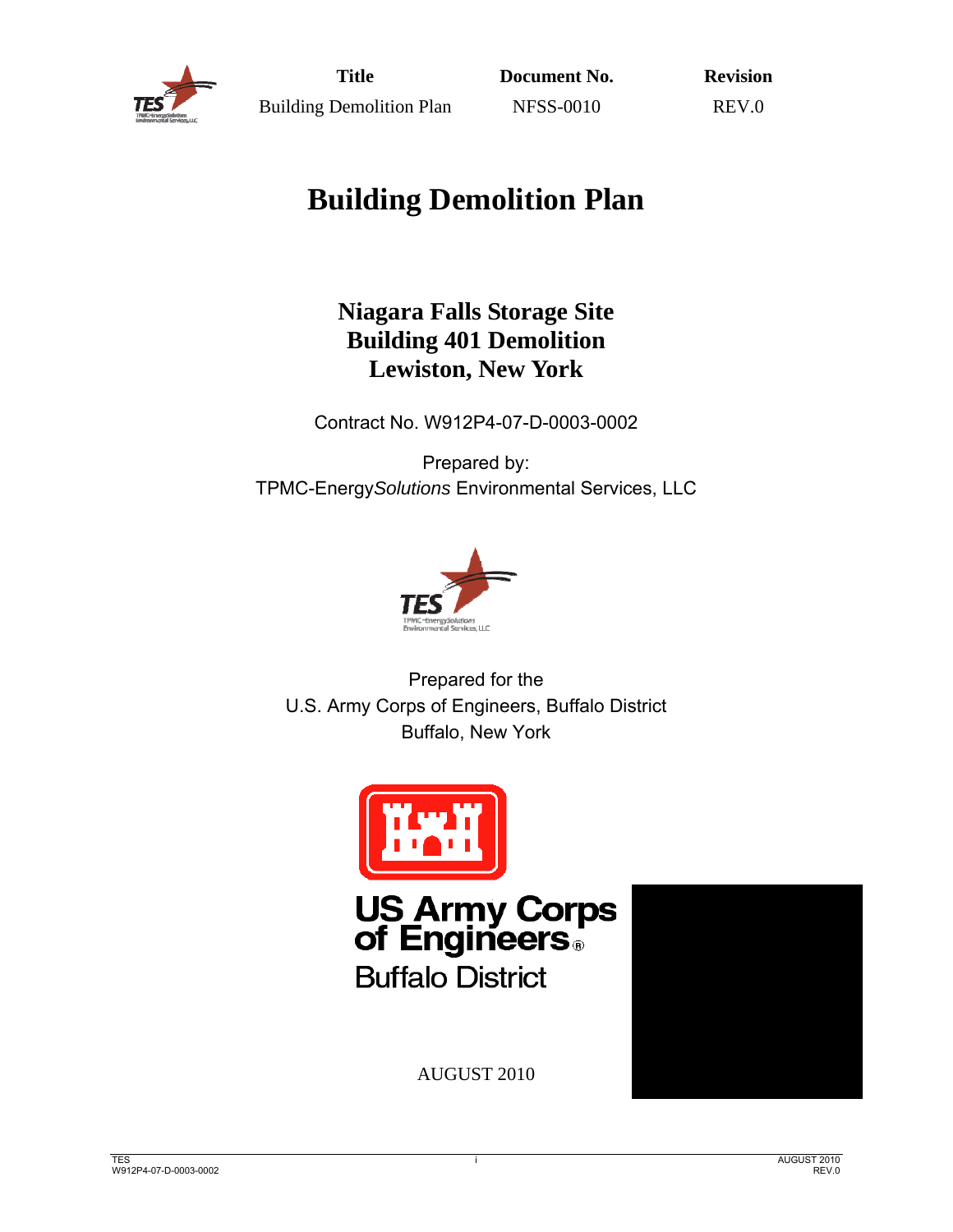| Title | Document No. | Revision |
| --- | --- | --- |
| Building Demolition Plan | NFSS-0010 | REV.0 |

# Building Demolition Plan

## Niagara Falls Storage Site
## Building 401 Demolition
## Lewiston, New York

Contract No. W912P4-07-D-0003-0002

Prepared by:
TPMC-Energy*Solutions* Environmental Services, LLC

Prepared for the
U.S. Army Corps of Engineers, Buffalo District
Buffalo, New York

US Army Corps of Engineers®
Buffalo District

AUGUST 2010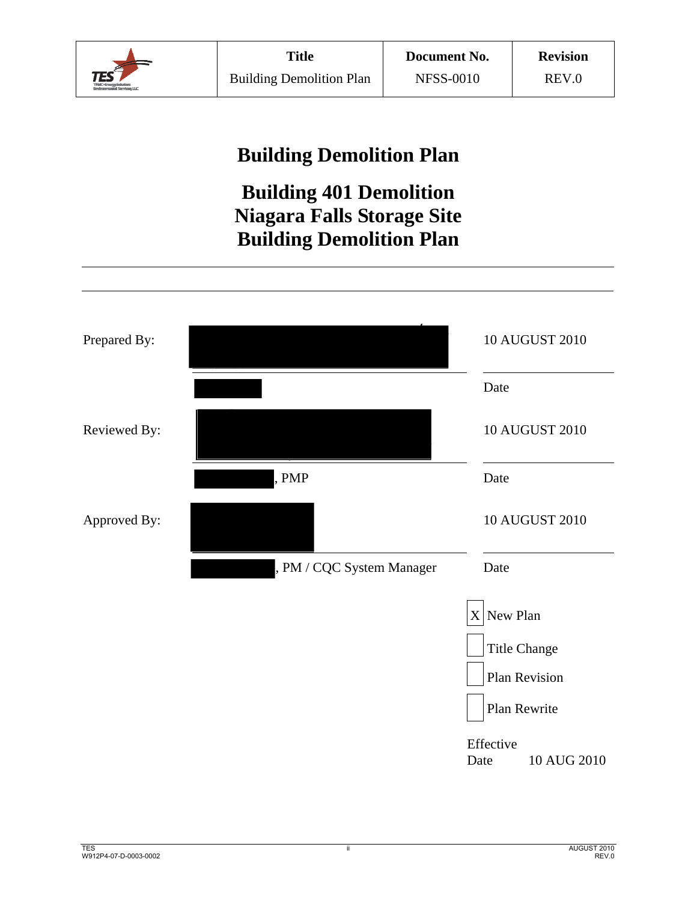| | Title | Document No. | Revision |
|---|---|---|---|
| TES | Building Demolition Plan | NFSS-0010 | REV.0 |

# Building Demolition Plan

# Building 401 Demolition
# Niagara Falls Storage Site
# Building Demolition Plan

| | | |
|---|---|---|
| Prepared By: | | 10 AUGUST 2010 |
| | | Date |
| Reviewed By: | | 10 AUGUST 2010 |
| | , PMP | Date |
| Approved By: | | 10 AUGUST 2010 |
| | , PM / CQC System Manager | Date |

- [X] New Plan
- [ ] Title Change
- [ ] Plan Revision
- [ ] Plan Rewrite

Effective Date 10 AUG 2010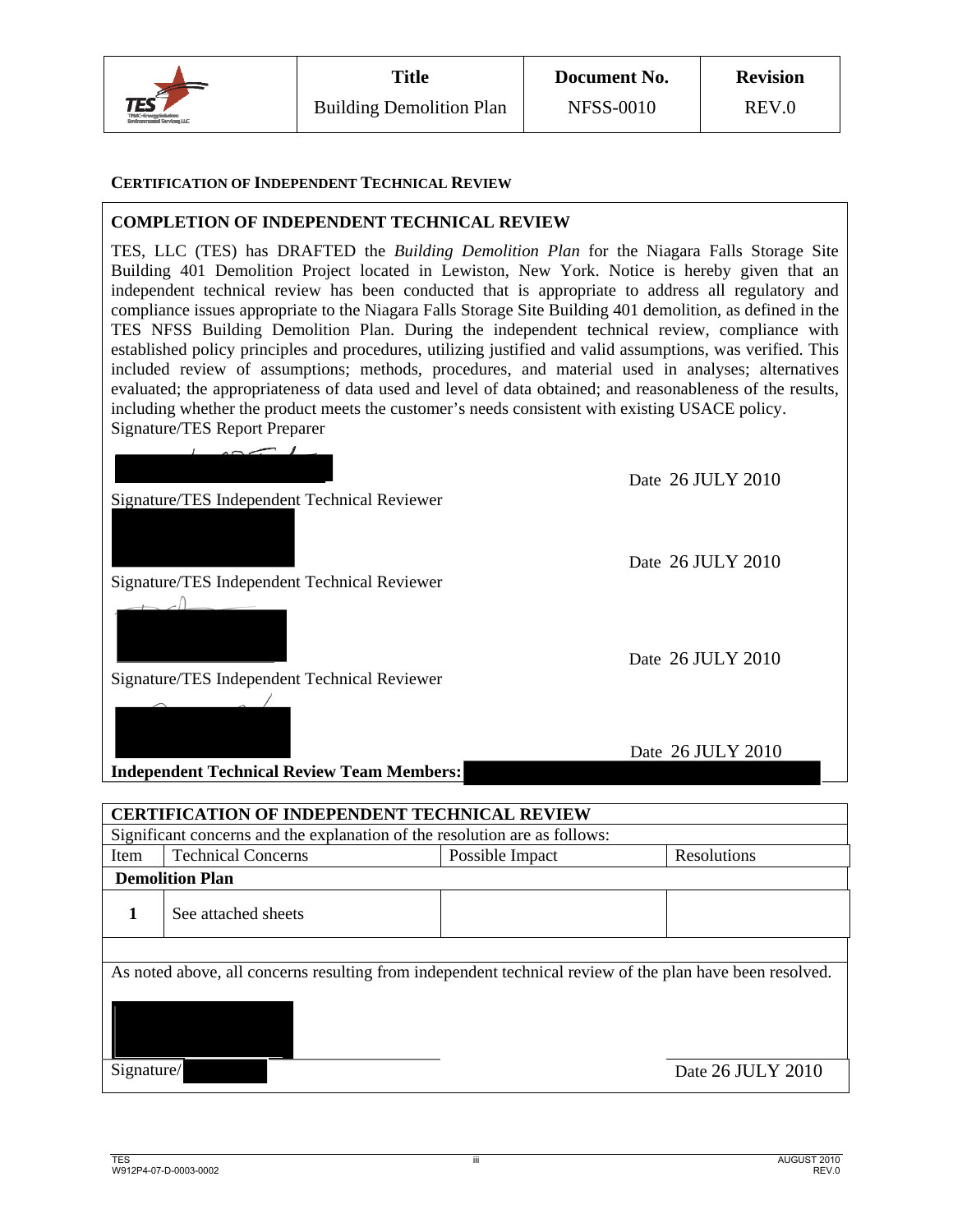**CERTIFICATION OF INDEPENDENT TECHNICAL REVIEW**

**COMPLETION OF INDEPENDENT TECHNICAL REVIEW**

TES, LLC (TES) has DRAFTED the *Building Demolition Plan* for the Niagara Falls Storage Site Building 401 Demolition Project located in Lewiston, New York. Notice is hereby given that an independent technical review has been conducted that is appropriate to address all regulatory and compliance issues appropriate to the Niagara Falls Storage Site Building 401 demolition, as defined in the TES NFSS Building Demolition Plan. During the independent technical review, compliance with established policy principles and procedures, utilizing justified and valid assumptions, was verified. This included review of assumptions; methods, procedures, and material used in analyses; alternatives evaluated; the appropriateness of data used and level of data obtained; and reasonableness of the results, including whether the product meets the customer's needs consistent with existing USACE policy.

Signature/TES Report Preparer

Date 26 JULY 2010

Signature/TES Independent Technical Reviewer

Date 26 JULY 2010

Signature/TES Independent Technical Reviewer

Date 26 JULY 2010

Signature/TES Independent Technical Reviewer

Date 26 JULY 2010

**Independent Technical Review Team Members:**

| **CERTIFICATION OF INDEPENDENT TECHNICAL REVIEW** | | | |
|---|---|---|---|
| Significant concerns and the explanation of the resolution are as follows: | | | |
| Item | Technical Concerns | Possible Impact | Resolutions |
| **Demolition Plan** | | | |
| **1** | See attached sheets | | |

As noted above, all concerns resulting from independent technical review of the plan have been resolved.

Signature/

Date 26 JULY 2010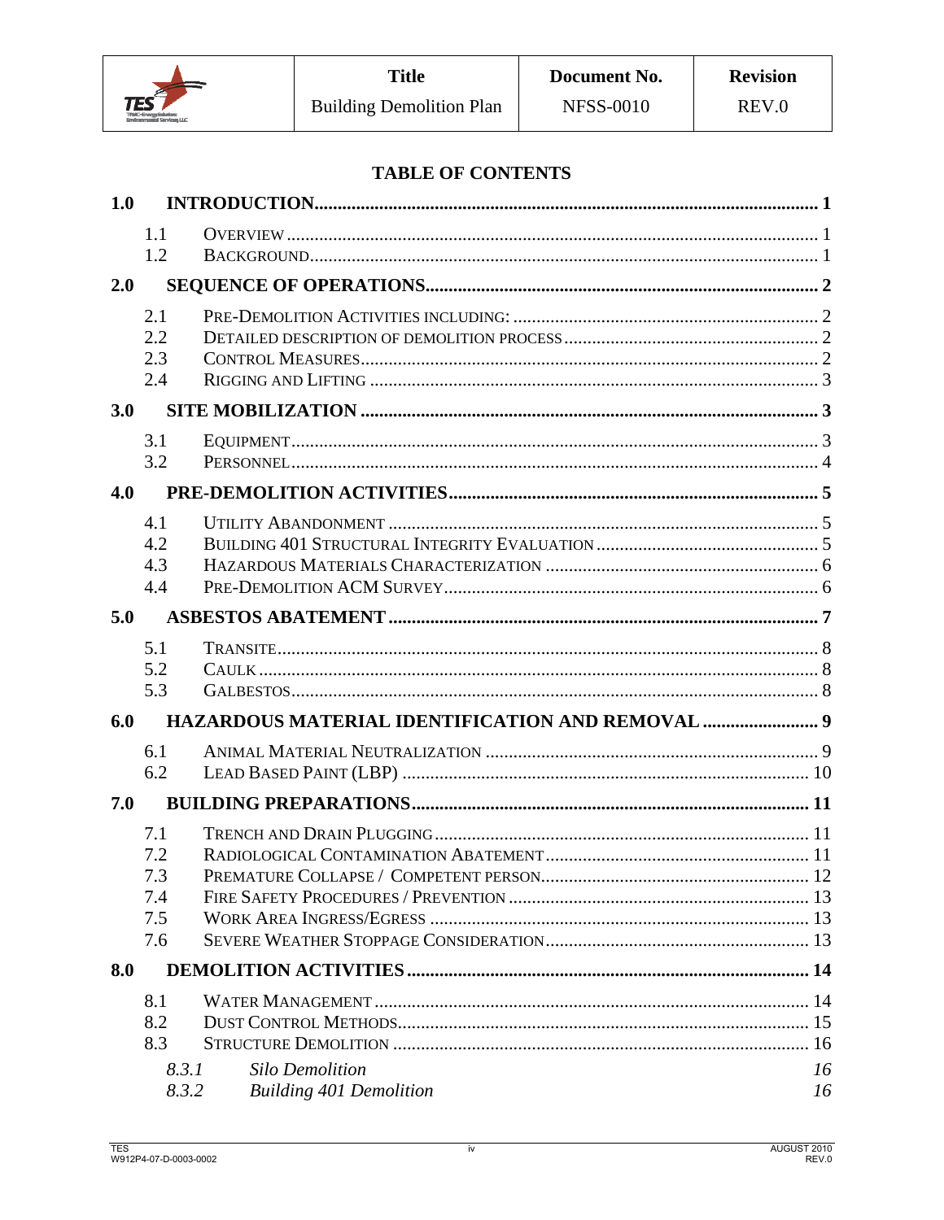## TABLE OF CONTENTS

**1.0 INTRODUCTION** ........ 1

- 1.1 OVERVIEW ........ 1
- 1.2 BACKGROUND ........ 1

**2.0 SEQUENCE OF OPERATIONS** ........ 2

- 2.1 PRE-DEMOLITION ACTIVITIES INCLUDING: ........ 2
- 2.2 DETAILED DESCRIPTION OF DEMOLITION PROCESS ........ 2
- 2.3 CONTROL MEASURES ........ 2
- 2.4 RIGGING AND LIFTING ........ 3

**3.0 SITE MOBILIZATION** ........ 3

- 3.1 EQUIPMENT ........ 3
- 3.2 PERSONNEL ........ 4

**4.0 PRE-DEMOLITION ACTIVITIES** ........ 5

- 4.1 UTILITY ABANDONMENT ........ 5
- 4.2 BUILDING 401 STRUCTURAL INTEGRITY EVALUATION ........ 5
- 4.3 HAZARDOUS MATERIALS CHARACTERIZATION ........ 6
- 4.4 PRE-DEMOLITION ACM SURVEY ........ 6

**5.0 ASBESTOS ABATEMENT** ........ 7

- 5.1 TRANSITE ........ 8
- 5.2 CAULK ........ 8
- 5.3 GALBESTOS ........ 8

**6.0 HAZARDOUS MATERIAL IDENTIFICATION AND REMOVAL** ........ 9

- 6.1 ANIMAL MATERIAL NEUTRALIZATION ........ 9
- 6.2 LEAD BASED PAINT (LBP) ........ 10

**7.0 BUILDING PREPARATIONS** ........ 11

- 7.1 TRENCH AND DRAIN PLUGGING ........ 11
- 7.2 RADIOLOGICAL CONTAMINATION ABATEMENT ........ 11
- 7.3 PREMATURE COLLAPSE / COMPETENT PERSON ........ 12
- 7.4 FIRE SAFETY PROCEDURES / PREVENTION ........ 13
- 7.5 WORK AREA INGRESS/EGRESS ........ 13
- 7.6 SEVERE WEATHER STOPPAGE CONSIDERATION ........ 13

**8.0 DEMOLITION ACTIVITIES** ........ 14

- 8.1 WATER MANAGEMENT ........ 14
- 8.2 DUST CONTROL METHODS ........ 15
- 8.3 STRUCTURE DEMOLITION ........ 16
  - *8.3.1 Silo Demolition* ........ *16*
  - *8.3.2 Building 401 Demolition* ........ *16*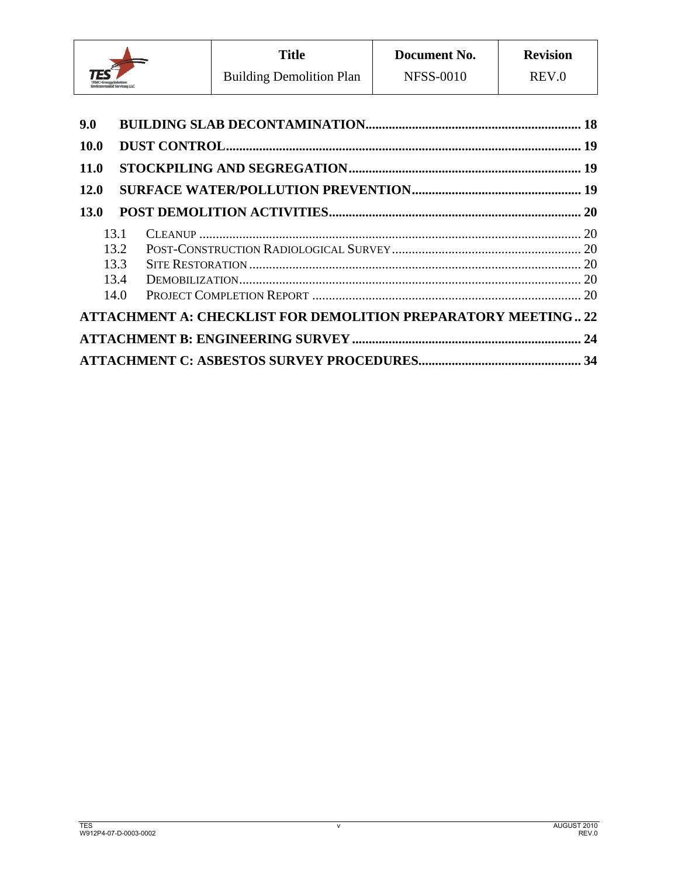**9.0 BUILDING SLAB DECONTAMINATION................................................................ 18**

**10.0 DUST CONTROL........................................................................................................ 19**

**11.0 STOCKPILING AND SEGREGATION...................................................................... 19**

**12.0 SURFACE WATER/POLLUTION PREVENTION.................................................. 19**

**13.0 POST DEMOLITION ACTIVITIES.......................................................................... 20**

- 13.1 CLEANUP ................................................................................................................ 20
- 13.2 POST-CONSTRUCTION RADIOLOGICAL SURVEY ......................................................... 20
- 13.3 SITE RESTORATION .................................................................................................. 20
- 13.4 DEMOBILIZATION...................................................................................................... 20
- 14.0 PROJECT COMPLETION REPORT ................................................................................ 20

**ATTACHMENT A: CHECKLIST FOR DEMOLITION PREPARATORY MEETING.. 22**

**ATTACHMENT B: ENGINEERING SURVEY ..................................................................... 24**

**ATTACHMENT C: ASBESTOS SURVEY PROCEDURES................................................. 34**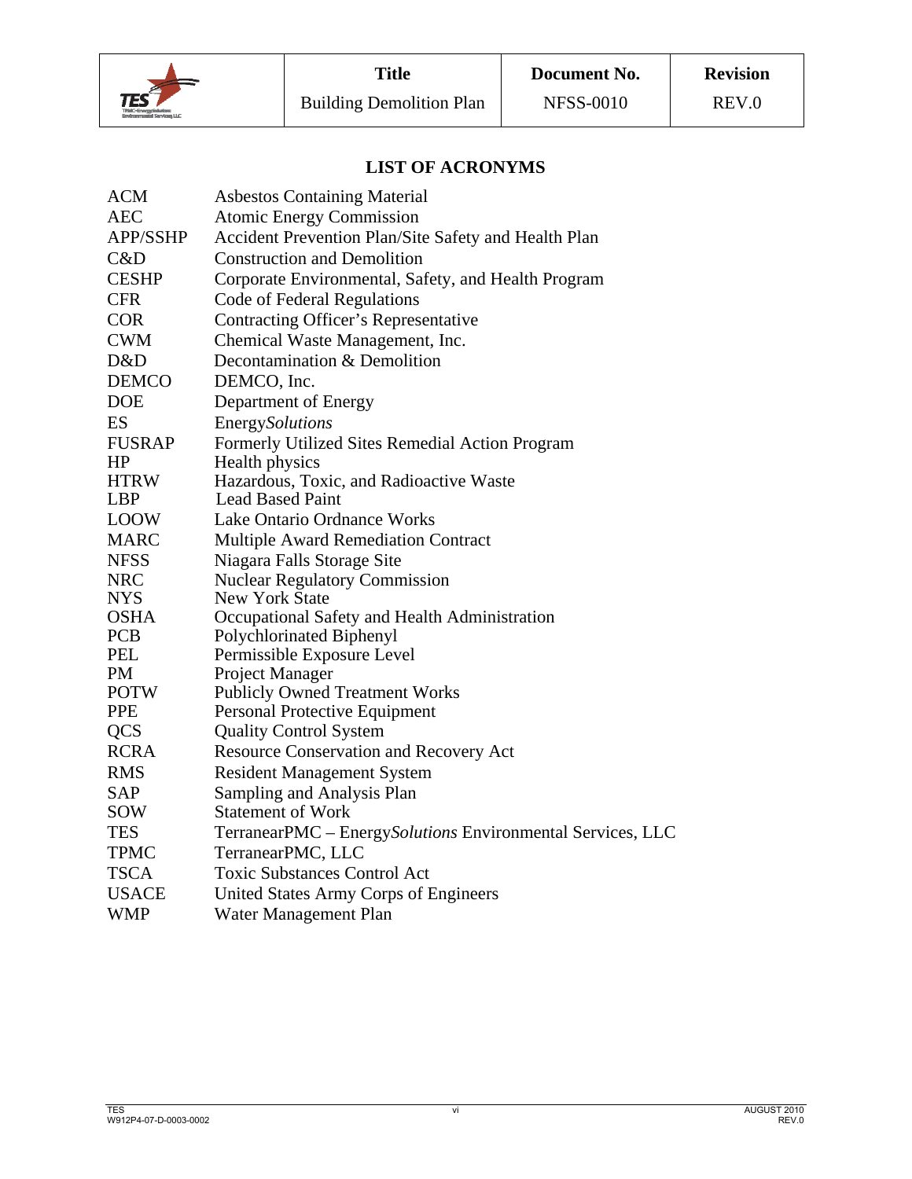## LIST OF ACRONYMS

| | |
|---|---|
| ACM | Asbestos Containing Material |
| AEC | Atomic Energy Commission |
| APP/SSHP | Accident Prevention Plan/Site Safety and Health Plan |
| C&D | Construction and Demolition |
| CESHP | Corporate Environmental, Safety, and Health Program |
| CFR | Code of Federal Regulations |
| COR | Contracting Officer's Representative |
| CWM | Chemical Waste Management, Inc. |
| D&D | Decontamination & Demolition |
| DEMCO | DEMCO, Inc. |
| DOE | Department of Energy |
| ES | Energy*Solutions* |
| FUSRAP | Formerly Utilized Sites Remedial Action Program |
| HP | Health physics |
| HTRW | Hazardous, Toxic, and Radioactive Waste |
| LBP | Lead Based Paint |
| LOOW | Lake Ontario Ordnance Works |
| MARC | Multiple Award Remediation Contract |
| NFSS | Niagara Falls Storage Site |
| NRC | Nuclear Regulatory Commission |
| NYS | New York State |
| OSHA | Occupational Safety and Health Administration |
| PCB | Polychlorinated Biphenyl |
| PEL | Permissible Exposure Level |
| PM | Project Manager |
| POTW | Publicly Owned Treatment Works |
| PPE | Personal Protective Equipment |
| QCS | Quality Control System |
| RCRA | Resource Conservation and Recovery Act |
| RMS | Resident Management System |
| SAP | Sampling and Analysis Plan |
| SOW | Statement of Work |
| TES | TerranearPMC – Energy*Solutions* Environmental Services, LLC |
| TPMC | TerranearPMC, LLC |
| TSCA | Toxic Substances Control Act |
| USACE | United States Army Corps of Engineers |
| WMP | Water Management Plan |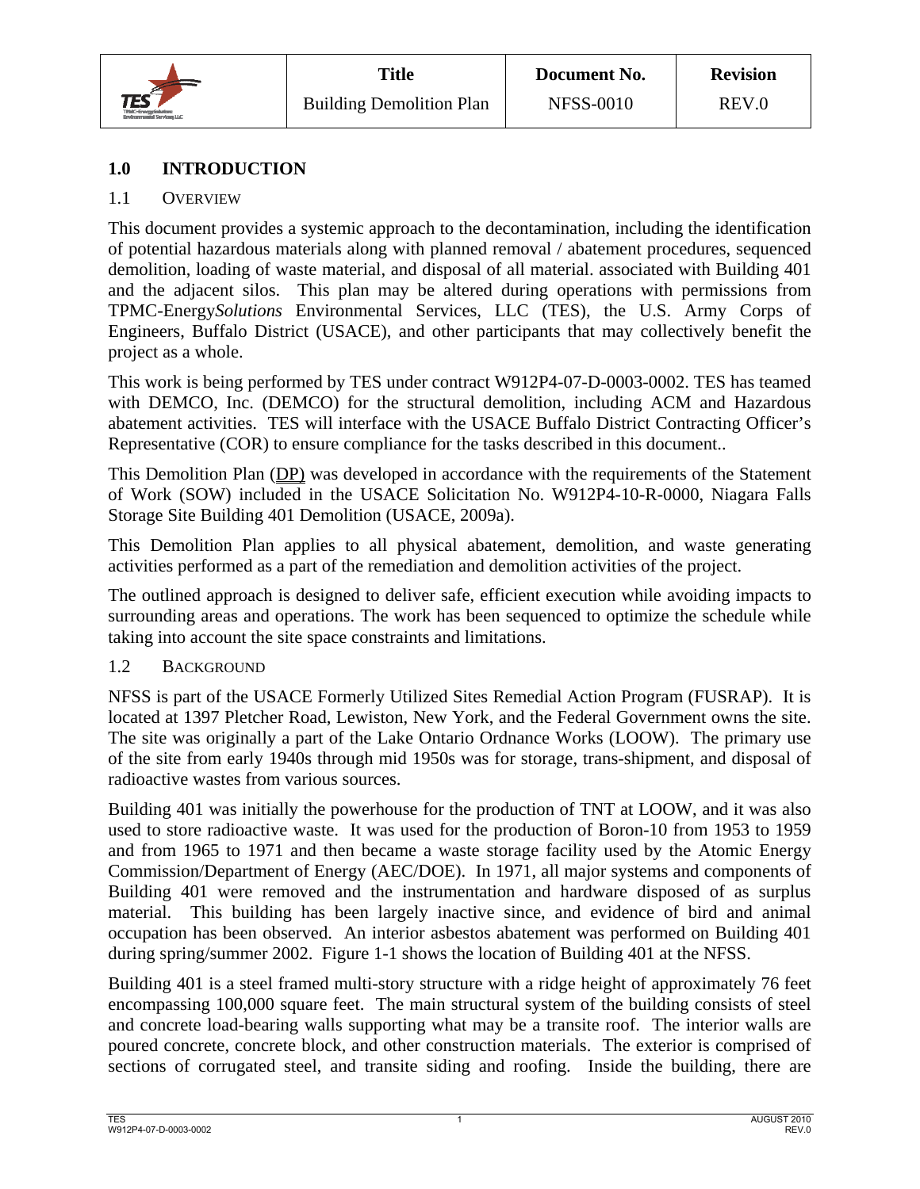## 1.0 INTRODUCTION

### 1.1 Overview

This document provides a systemic approach to the decontamination, including the identification of potential hazardous materials along with planned removal / abatement procedures, sequenced demolition, loading of waste material, and disposal of all material. associated with Building 401 and the adjacent silos. This plan may be altered during operations with permissions from TPMC-Energy*Solutions* Environmental Services, LLC (TES), the U.S. Army Corps of Engineers, Buffalo District (USACE), and other participants that may collectively benefit the project as a whole.

This work is being performed by TES under contract W912P4-07-D-0003-0002. TES has teamed with DEMCO, Inc. (DEMCO) for the structural demolition, including ACM and Hazardous abatement activities. TES will interface with the USACE Buffalo District Contracting Officer's Representative (COR) to ensure compliance for the tasks described in this document..

This Demolition Plan (DP) was developed in accordance with the requirements of the Statement of Work (SOW) included in the USACE Solicitation No. W912P4-10-R-0000, Niagara Falls Storage Site Building 401 Demolition (USACE, 2009a).

This Demolition Plan applies to all physical abatement, demolition, and waste generating activities performed as a part of the remediation and demolition activities of the project.

The outlined approach is designed to deliver safe, efficient execution while avoiding impacts to surrounding areas and operations. The work has been sequenced to optimize the schedule while taking into account the site space constraints and limitations.

### 1.2 Background

NFSS is part of the USACE Formerly Utilized Sites Remedial Action Program (FUSRAP). It is located at 1397 Pletcher Road, Lewiston, New York, and the Federal Government owns the site. The site was originally a part of the Lake Ontario Ordnance Works (LOOW). The primary use of the site from early 1940s through mid 1950s was for storage, trans-shipment, and disposal of radioactive wastes from various sources.

Building 401 was initially the powerhouse for the production of TNT at LOOW, and it was also used to store radioactive waste. It was used for the production of Boron-10 from 1953 to 1959 and from 1965 to 1971 and then became a waste storage facility used by the Atomic Energy Commission/Department of Energy (AEC/DOE). In 1971, all major systems and components of Building 401 were removed and the instrumentation and hardware disposed of as surplus material. This building has been largely inactive since, and evidence of bird and animal occupation has been observed. An interior asbestos abatement was performed on Building 401 during spring/summer 2002. Figure 1-1 shows the location of Building 401 at the NFSS.

Building 401 is a steel framed multi-story structure with a ridge height of approximately 76 feet encompassing 100,000 square feet. The main structural system of the building consists of steel and concrete load-bearing walls supporting what may be a transite roof. The interior walls are poured concrete, concrete block, and other construction materials. The exterior is comprised of sections of corrugated steel, and transite siding and roofing. Inside the building, there are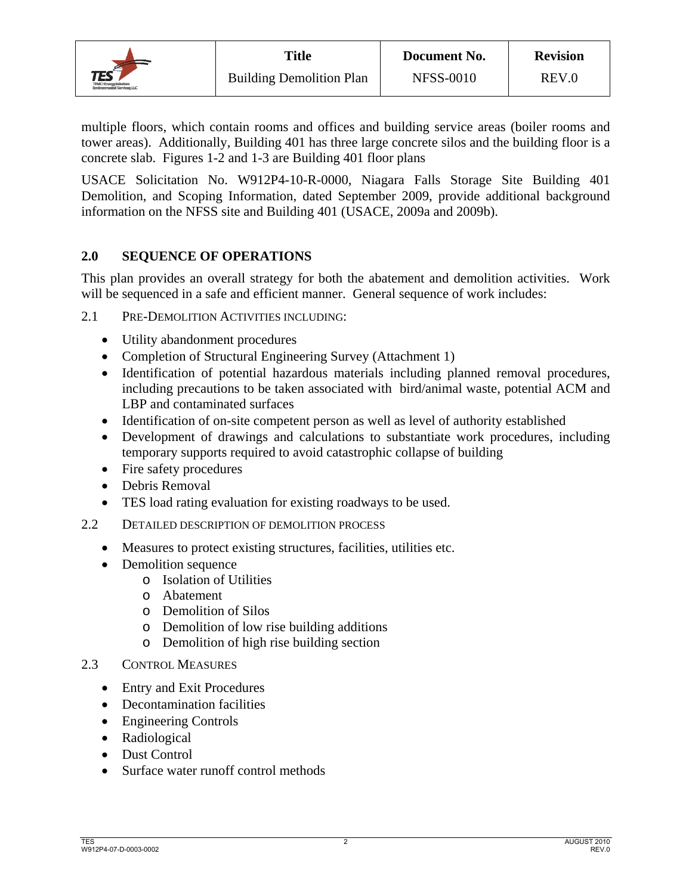multiple floors, which contain rooms and offices and building service areas (boiler rooms and tower areas). Additionally, Building 401 has three large concrete silos and the building floor is a concrete slab. Figures 1-2 and 1-3 are Building 401 floor plans

USACE Solicitation No. W912P4-10-R-0000, Niagara Falls Storage Site Building 401 Demolition, and Scoping Information, dated September 2009, provide additional background information on the NFSS site and Building 401 (USACE, 2009a and 2009b).

## 2.0 SEQUENCE OF OPERATIONS

This plan provides an overall strategy for both the abatement and demolition activities. Work will be sequenced in a safe and efficient manner. General sequence of work includes:

### 2.1 PRE-DEMOLITION ACTIVITIES INCLUDING:

- Utility abandonment procedures
- Completion of Structural Engineering Survey (Attachment 1)
- Identification of potential hazardous materials including planned removal procedures, including precautions to be taken associated with bird/animal waste, potential ACM and LBP and contaminated surfaces
- Identification of on-site competent person as well as level of authority established
- Development of drawings and calculations to substantiate work procedures, including temporary supports required to avoid catastrophic collapse of building
- Fire safety procedures
- Debris Removal
- TES load rating evaluation for existing roadways to be used.

### 2.2 DETAILED DESCRIPTION OF DEMOLITION PROCESS

- Measures to protect existing structures, facilities, utilities etc.
- Demolition sequence
  - Isolation of Utilities
  - Abatement
  - Demolition of Silos
  - Demolition of low rise building additions
  - Demolition of high rise building section

### 2.3 CONTROL MEASURES

- Entry and Exit Procedures
- Decontamination facilities
- Engineering Controls
- Radiological
- Dust Control
- Surface water runoff control methods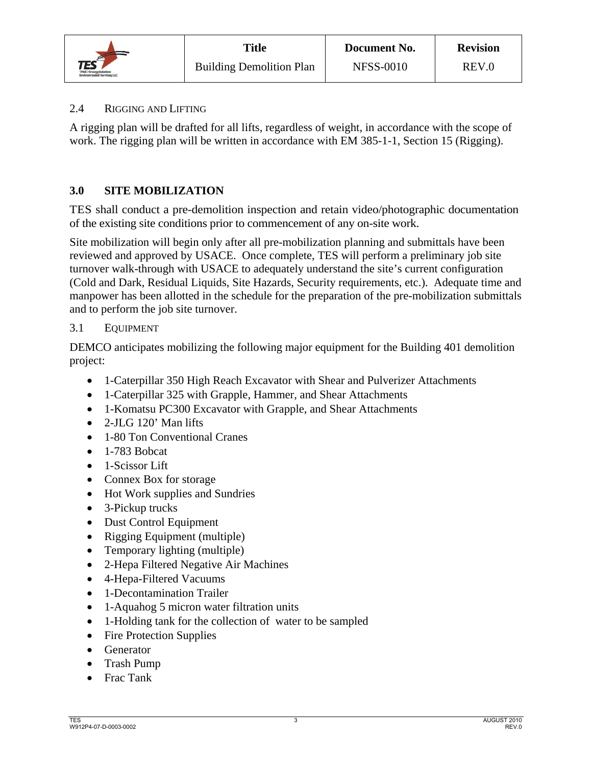### 2.4 Rigging and Lifting

A rigging plan will be drafted for all lifts, regardless of weight, in accordance with the scope of work. The rigging plan will be written in accordance with EM 385-1-1, Section 15 (Rigging).

## 3.0 SITE MOBILIZATION

TES shall conduct a pre-demolition inspection and retain video/photographic documentation of the existing site conditions prior to commencement of any on-site work.

Site mobilization will begin only after all pre-mobilization planning and submittals have been reviewed and approved by USACE. Once complete, TES will perform a preliminary job site turnover walk-through with USACE to adequately understand the site's current configuration (Cold and Dark, Residual Liquids, Site Hazards, Security requirements, etc.). Adequate time and manpower has been allotted in the schedule for the preparation of the pre-mobilization submittals and to perform the job site turnover.

### 3.1 Equipment

DEMCO anticipates mobilizing the following major equipment for the Building 401 demolition project:

- 1-Caterpillar 350 High Reach Excavator with Shear and Pulverizer Attachments
- 1-Caterpillar 325 with Grapple, Hammer, and Shear Attachments
- 1-Komatsu PC300 Excavator with Grapple, and Shear Attachments
- 2-JLG 120' Man lifts
- 1-80 Ton Conventional Cranes
- 1-783 Bobcat
- 1-Scissor Lift
- Connex Box for storage
- Hot Work supplies and Sundries
- 3-Pickup trucks
- Dust Control Equipment
- Rigging Equipment (multiple)
- Temporary lighting (multiple)
- 2-Hepa Filtered Negative Air Machines
- 4-Hepa-Filtered Vacuums
- 1-Decontamination Trailer
- 1-Aquahog 5 micron water filtration units
- 1-Holding tank for the collection of water to be sampled
- Fire Protection Supplies
- Generator
- Trash Pump
- Frac Tank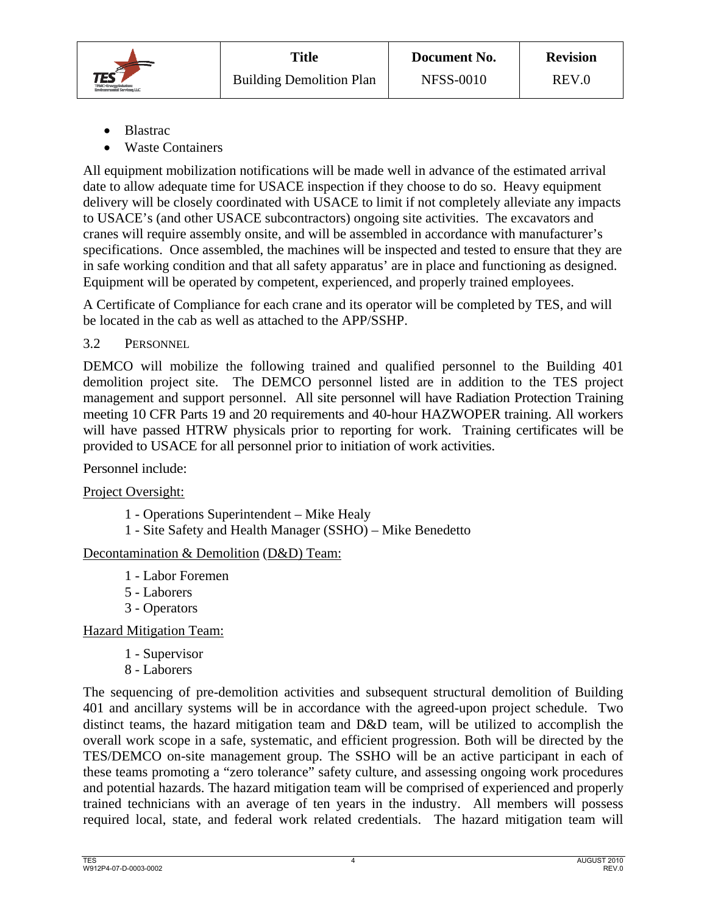- Blastrac
- Waste Containers

All equipment mobilization notifications will be made well in advance of the estimated arrival date to allow adequate time for USACE inspection if they choose to do so. Heavy equipment delivery will be closely coordinated with USACE to limit if not completely alleviate any impacts to USACE's (and other USACE subcontractors) ongoing site activities. The excavators and cranes will require assembly onsite, and will be assembled in accordance with manufacturer's specifications. Once assembled, the machines will be inspected and tested to ensure that they are in safe working condition and that all safety apparatus' are in place and functioning as designed. Equipment will be operated by competent, experienced, and properly trained employees.

A Certificate of Compliance for each crane and its operator will be completed by TES, and will be located in the cab as well as attached to the APP/SSHP.

### 3.2 PERSONNEL

DEMCO will mobilize the following trained and qualified personnel to the Building 401 demolition project site. The DEMCO personnel listed are in addition to the TES project management and support personnel. All site personnel will have Radiation Protection Training meeting 10 CFR Parts 19 and 20 requirements and 40-hour HAZWOPER training. All workers will have passed HTRW physicals prior to reporting for work. Training certificates will be provided to USACE for all personnel prior to initiation of work activities.

Personnel include:

<u>Project Oversight:</u>

1 - Operations Superintendent – Mike Healy
1 - Site Safety and Health Manager (SSHO) – Mike Benedetto

<u>Decontamination & Demolition (D&D) Team:</u>

1 - Labor Foremen
5 - Laborers
3 - Operators

<u>Hazard Mitigation Team:</u>

1 - Supervisor
8 - Laborers

The sequencing of pre-demolition activities and subsequent structural demolition of Building 401 and ancillary systems will be in accordance with the agreed-upon project schedule. Two distinct teams, the hazard mitigation team and D&D team, will be utilized to accomplish the overall work scope in a safe, systematic, and efficient progression. Both will be directed by the TES/DEMCO on-site management group. The SSHO will be an active participant in each of these teams promoting a "zero tolerance" safety culture, and assessing ongoing work procedures and potential hazards. The hazard mitigation team will be comprised of experienced and properly trained technicians with an average of ten years in the industry. All members will possess required local, state, and federal work related credentials. The hazard mitigation team will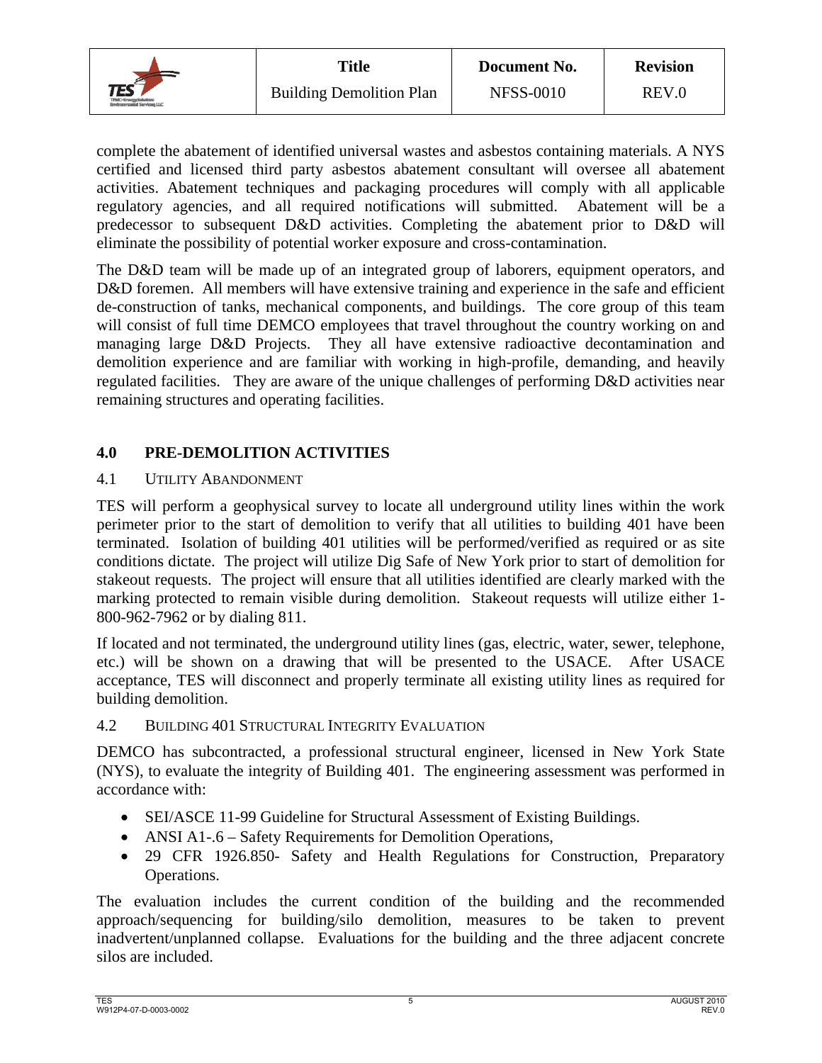complete the abatement of identified universal wastes and asbestos containing materials. A NYS certified and licensed third party asbestos abatement consultant will oversee all abatement activities. Abatement techniques and packaging procedures will comply with all applicable regulatory agencies, and all required notifications will submitted. Abatement will be a predecessor to subsequent D&D activities. Completing the abatement prior to D&D will eliminate the possibility of potential worker exposure and cross-contamination.

The D&D team will be made up of an integrated group of laborers, equipment operators, and D&D foremen. All members will have extensive training and experience in the safe and efficient de-construction of tanks, mechanical components, and buildings. The core group of this team will consist of full time DEMCO employees that travel throughout the country working on and managing large D&D Projects. They all have extensive radioactive decontamination and demolition experience and are familiar with working in high-profile, demanding, and heavily regulated facilities. They are aware of the unique challenges of performing D&D activities near remaining structures and operating facilities.

## 4.0 PRE-DEMOLITION ACTIVITIES

### 4.1 Utility Abandonment

TES will perform a geophysical survey to locate all underground utility lines within the work perimeter prior to the start of demolition to verify that all utilities to building 401 have been terminated. Isolation of building 401 utilities will be performed/verified as required or as site conditions dictate. The project will utilize Dig Safe of New York prior to start of demolition for stakeout requests. The project will ensure that all utilities identified are clearly marked with the marking protected to remain visible during demolition. Stakeout requests will utilize either 1-800-962-7962 or by dialing 811.

If located and not terminated, the underground utility lines (gas, electric, water, sewer, telephone, etc.) will be shown on a drawing that will be presented to the USACE. After USACE acceptance, TES will disconnect and properly terminate all existing utility lines as required for building demolition.

### 4.2 Building 401 Structural Integrity Evaluation

DEMCO has subcontracted, a professional structural engineer, licensed in New York State (NYS), to evaluate the integrity of Building 401. The engineering assessment was performed in accordance with:

- SEI/ASCE 11-99 Guideline for Structural Assessment of Existing Buildings.
- ANSI A1-.6 – Safety Requirements for Demolition Operations,
- 29 CFR 1926.850- Safety and Health Regulations for Construction, Preparatory Operations.

The evaluation includes the current condition of the building and the recommended approach/sequencing for building/silo demolition, measures to be taken to prevent inadvertent/unplanned collapse. Evaluations for the building and the three adjacent concrete silos are included.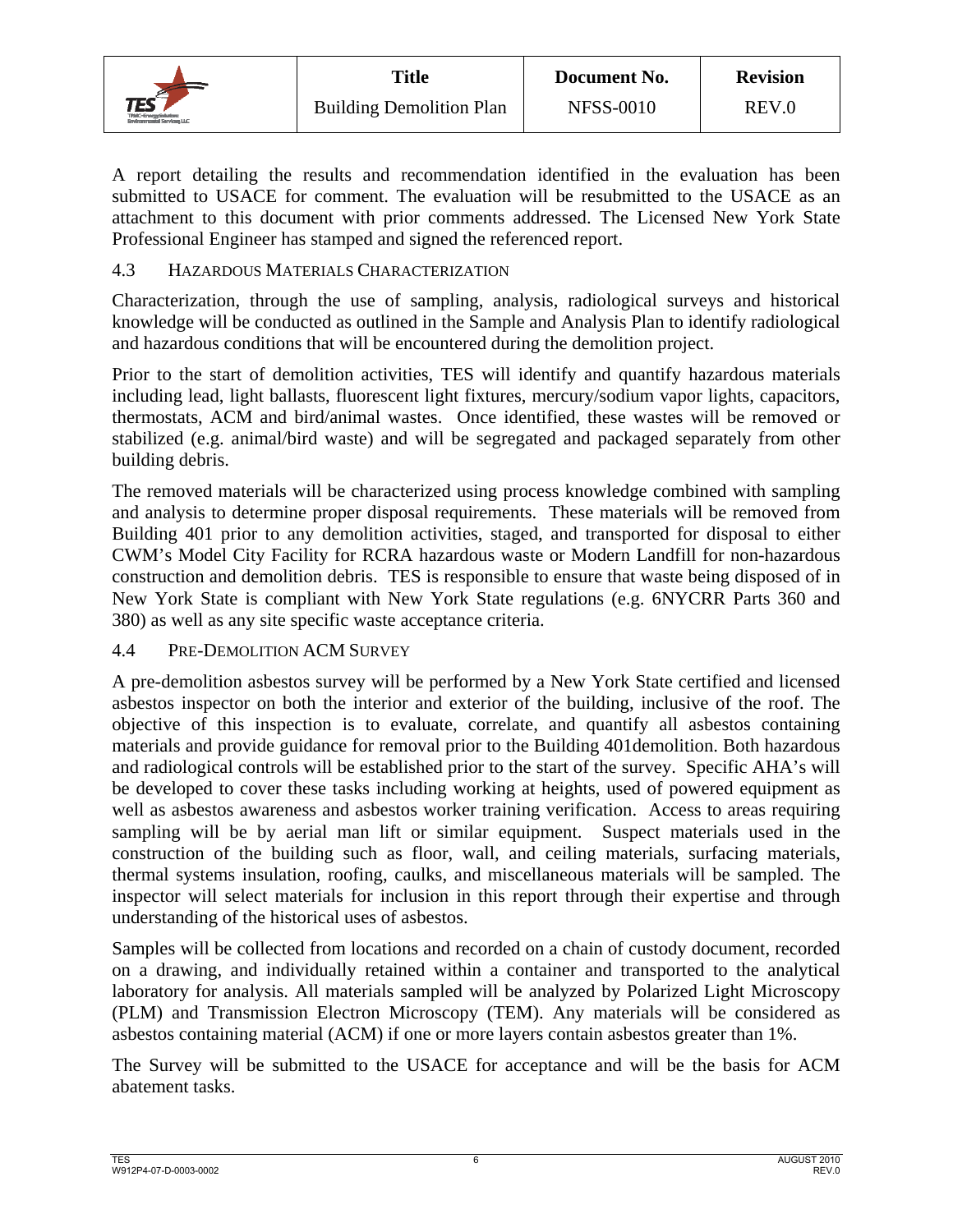A report detailing the results and recommendation identified in the evaluation has been submitted to USACE for comment. The evaluation will be resubmitted to the USACE as an attachment to this document with prior comments addressed. The Licensed New York State Professional Engineer has stamped and signed the referenced report.

### 4.3 HAZARDOUS MATERIALS CHARACTERIZATION

Characterization, through the use of sampling, analysis, radiological surveys and historical knowledge will be conducted as outlined in the Sample and Analysis Plan to identify radiological and hazardous conditions that will be encountered during the demolition project.

Prior to the start of demolition activities, TES will identify and quantify hazardous materials including lead, light ballasts, fluorescent light fixtures, mercury/sodium vapor lights, capacitors, thermostats, ACM and bird/animal wastes. Once identified, these wastes will be removed or stabilized (e.g. animal/bird waste) and will be segregated and packaged separately from other building debris.

The removed materials will be characterized using process knowledge combined with sampling and analysis to determine proper disposal requirements. These materials will be removed from Building 401 prior to any demolition activities, staged, and transported for disposal to either CWM's Model City Facility for RCRA hazardous waste or Modern Landfill for non-hazardous construction and demolition debris. TES is responsible to ensure that waste being disposed of in New York State is compliant with New York State regulations (e.g. 6NYCRR Parts 360 and 380) as well as any site specific waste acceptance criteria.

### 4.4 PRE-DEMOLITION ACM SURVEY

A pre-demolition asbestos survey will be performed by a New York State certified and licensed asbestos inspector on both the interior and exterior of the building, inclusive of the roof. The objective of this inspection is to evaluate, correlate, and quantify all asbestos containing materials and provide guidance for removal prior to the Building 401demolition. Both hazardous and radiological controls will be established prior to the start of the survey. Specific AHA's will be developed to cover these tasks including working at heights, used of powered equipment as well as asbestos awareness and asbestos worker training verification. Access to areas requiring sampling will be by aerial man lift or similar equipment. Suspect materials used in the construction of the building such as floor, wall, and ceiling materials, surfacing materials, thermal systems insulation, roofing, caulks, and miscellaneous materials will be sampled. The inspector will select materials for inclusion in this report through their expertise and through understanding of the historical uses of asbestos.

Samples will be collected from locations and recorded on a chain of custody document, recorded on a drawing, and individually retained within a container and transported to the analytical laboratory for analysis. All materials sampled will be analyzed by Polarized Light Microscopy (PLM) and Transmission Electron Microscopy (TEM). Any materials will be considered as asbestos containing material (ACM) if one or more layers contain asbestos greater than 1%.

The Survey will be submitted to the USACE for acceptance and will be the basis for ACM abatement tasks.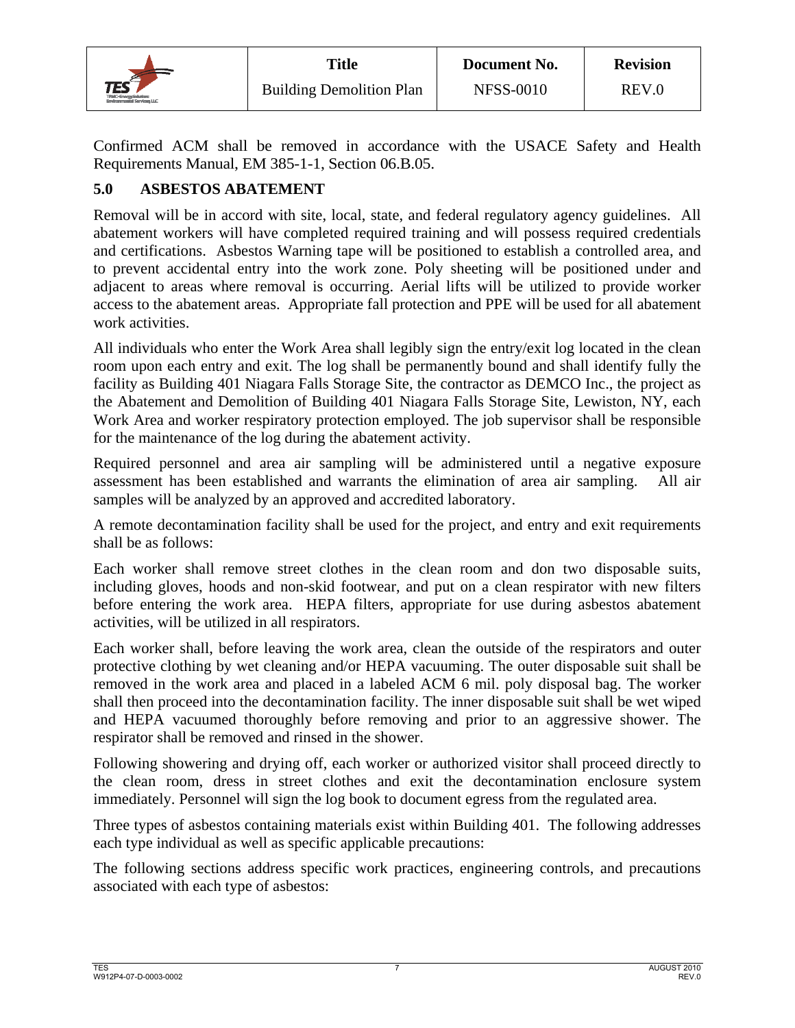Confirmed ACM shall be removed in accordance with the USACE Safety and Health Requirements Manual, EM 385-1-1, Section 06.B.05.

## 5.0 ASBESTOS ABATEMENT

Removal will be in accord with site, local, state, and federal regulatory agency guidelines. All abatement workers will have completed required training and will possess required credentials and certifications. Asbestos Warning tape will be positioned to establish a controlled area, and to prevent accidental entry into the work zone. Poly sheeting will be positioned under and adjacent to areas where removal is occurring. Aerial lifts will be utilized to provide worker access to the abatement areas. Appropriate fall protection and PPE will be used for all abatement work activities.

All individuals who enter the Work Area shall legibly sign the entry/exit log located in the clean room upon each entry and exit. The log shall be permanently bound and shall identify fully the facility as Building 401 Niagara Falls Storage Site, the contractor as DEMCO Inc., the project as the Abatement and Demolition of Building 401 Niagara Falls Storage Site, Lewiston, NY, each Work Area and worker respiratory protection employed. The job supervisor shall be responsible for the maintenance of the log during the abatement activity.

Required personnel and area air sampling will be administered until a negative exposure assessment has been established and warrants the elimination of area air sampling. All air samples will be analyzed by an approved and accredited laboratory.

A remote decontamination facility shall be used for the project, and entry and exit requirements shall be as follows:

Each worker shall remove street clothes in the clean room and don two disposable suits, including gloves, hoods and non-skid footwear, and put on a clean respirator with new filters before entering the work area. HEPA filters, appropriate for use during asbestos abatement activities, will be utilized in all respirators.

Each worker shall, before leaving the work area, clean the outside of the respirators and outer protective clothing by wet cleaning and/or HEPA vacuuming. The outer disposable suit shall be removed in the work area and placed in a labeled ACM 6 mil. poly disposal bag. The worker shall then proceed into the decontamination facility. The inner disposable suit shall be wet wiped and HEPA vacuumed thoroughly before removing and prior to an aggressive shower. The respirator shall be removed and rinsed in the shower.

Following showering and drying off, each worker or authorized visitor shall proceed directly to the clean room, dress in street clothes and exit the decontamination enclosure system immediately. Personnel will sign the log book to document egress from the regulated area.

Three types of asbestos containing materials exist within Building 401. The following addresses each type individual as well as specific applicable precautions:

The following sections address specific work practices, engineering controls, and precautions associated with each type of asbestos: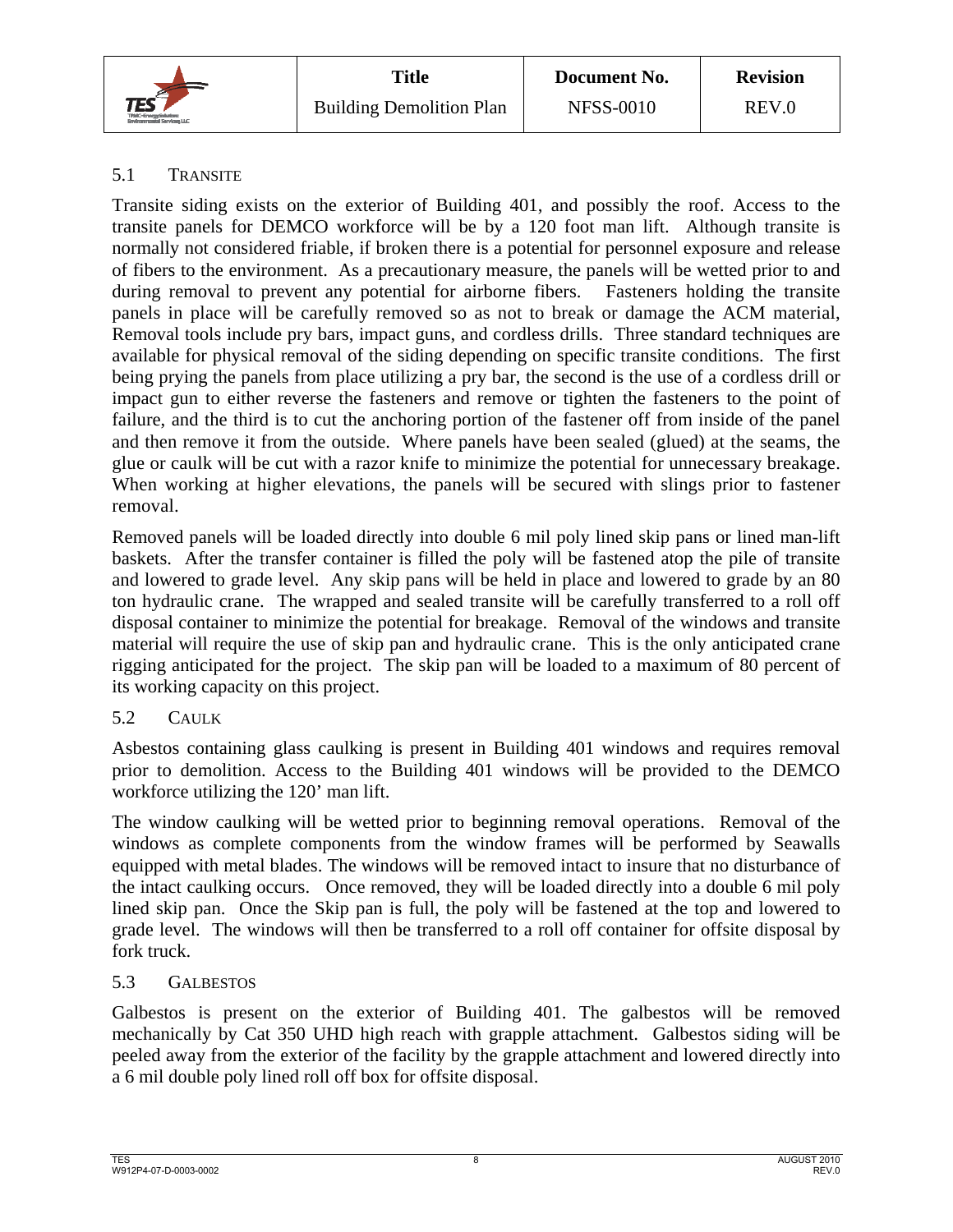### 5.1 TRANSITE

Transite siding exists on the exterior of Building 401, and possibly the roof. Access to the transite panels for DEMCO workforce will be by a 120 foot man lift. Although transite is normally not considered friable, if broken there is a potential for personnel exposure and release of fibers to the environment. As a precautionary measure, the panels will be wetted prior to and during removal to prevent any potential for airborne fibers. Fasteners holding the transite panels in place will be carefully removed so as not to break or damage the ACM material, Removal tools include pry bars, impact guns, and cordless drills. Three standard techniques are available for physical removal of the siding depending on specific transite conditions. The first being prying the panels from place utilizing a pry bar, the second is the use of a cordless drill or impact gun to either reverse the fasteners and remove or tighten the fasteners to the point of failure, and the third is to cut the anchoring portion of the fastener off from inside of the panel and then remove it from the outside. Where panels have been sealed (glued) at the seams, the glue or caulk will be cut with a razor knife to minimize the potential for unnecessary breakage. When working at higher elevations, the panels will be secured with slings prior to fastener removal.

Removed panels will be loaded directly into double 6 mil poly lined skip pans or lined man-lift baskets. After the transfer container is filled the poly will be fastened atop the pile of transite and lowered to grade level. Any skip pans will be held in place and lowered to grade by an 80 ton hydraulic crane. The wrapped and sealed transite will be carefully transferred to a roll off disposal container to minimize the potential for breakage. Removal of the windows and transite material will require the use of skip pan and hydraulic crane. This is the only anticipated crane rigging anticipated for the project. The skip pan will be loaded to a maximum of 80 percent of its working capacity on this project.

### 5.2 CAULK

Asbestos containing glass caulking is present in Building 401 windows and requires removal prior to demolition. Access to the Building 401 windows will be provided to the DEMCO workforce utilizing the 120' man lift.

The window caulking will be wetted prior to beginning removal operations. Removal of the windows as complete components from the window frames will be performed by Seawalls equipped with metal blades. The windows will be removed intact to insure that no disturbance of the intact caulking occurs. Once removed, they will be loaded directly into a double 6 mil poly lined skip pan. Once the Skip pan is full, the poly will be fastened at the top and lowered to grade level. The windows will then be transferred to a roll off container for offsite disposal by fork truck.

### 5.3 GALBESTOS

Galbestos is present on the exterior of Building 401. The galbestos will be removed mechanically by Cat 350 UHD high reach with grapple attachment. Galbestos siding will be peeled away from the exterior of the facility by the grapple attachment and lowered directly into a 6 mil double poly lined roll off box for offsite disposal.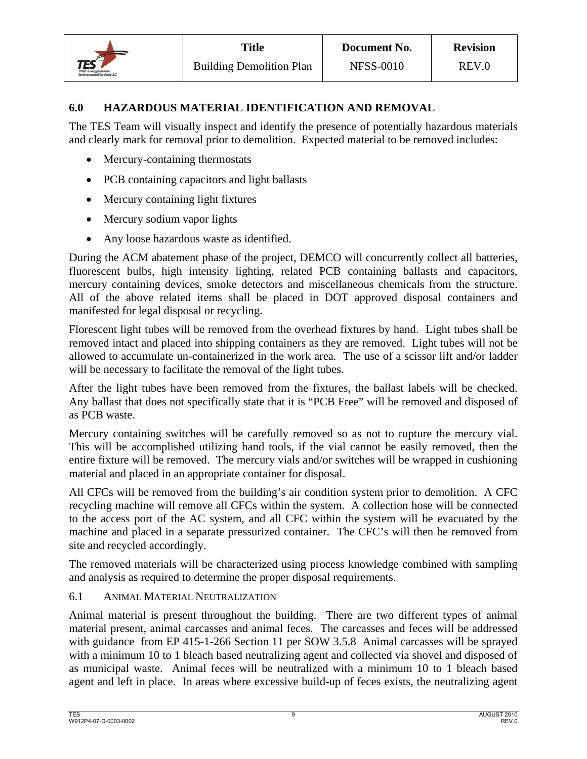## 6.0 HAZARDOUS MATERIAL IDENTIFICATION AND REMOVAL

The TES Team will visually inspect and identify the presence of potentially hazardous materials and clearly mark for removal prior to demolition. Expected material to be removed includes:

- Mercury-containing thermostats
- PCB containing capacitors and light ballasts
- Mercury containing light fixtures
- Mercury sodium vapor lights
- Any loose hazardous waste as identified.

During the ACM abatement phase of the project, DEMCO will concurrently collect all batteries, fluorescent bulbs, high intensity lighting, related PCB containing ballasts and capacitors, mercury containing devices, smoke detectors and miscellaneous chemicals from the structure. All of the above related items shall be placed in DOT approved disposal containers and manifested for legal disposal or recycling.

Florescent light tubes will be removed from the overhead fixtures by hand. Light tubes shall be removed intact and placed into shipping containers as they are removed. Light tubes will not be allowed to accumulate un-containerized in the work area. The use of a scissor lift and/or ladder will be necessary to facilitate the removal of the light tubes.

After the light tubes have been removed from the fixtures, the ballast labels will be checked. Any ballast that does not specifically state that it is "PCB Free" will be removed and disposed of as PCB waste.

Mercury containing switches will be carefully removed so as not to rupture the mercury vial. This will be accomplished utilizing hand tools, if the vial cannot be easily removed, then the entire fixture will be removed. The mercury vials and/or switches will be wrapped in cushioning material and placed in an appropriate container for disposal.

All CFCs will be removed from the building's air condition system prior to demolition. A CFC recycling machine will remove all CFCs within the system. A collection hose will be connected to the access port of the AC system, and all CFC within the system will be evacuated by the machine and placed in a separate pressurized container. The CFC's will then be removed from site and recycled accordingly.

The removed materials will be characterized using process knowledge combined with sampling and analysis as required to determine the proper disposal requirements.

### 6.1 ANIMAL MATERIAL NEUTRALIZATION

Animal material is present throughout the building. There are two different types of animal material present, animal carcasses and animal feces. The carcasses and feces will be addressed with guidance from EP 415-1-266 Section 11 per SOW 3.5.8 Animal carcasses will be sprayed with a minimum 10 to 1 bleach based neutralizing agent and collected via shovel and disposed of as municipal waste. Animal feces will be neutralized with a minimum 10 to 1 bleach based agent and left in place. In areas where excessive build-up of feces exists, the neutralizing agent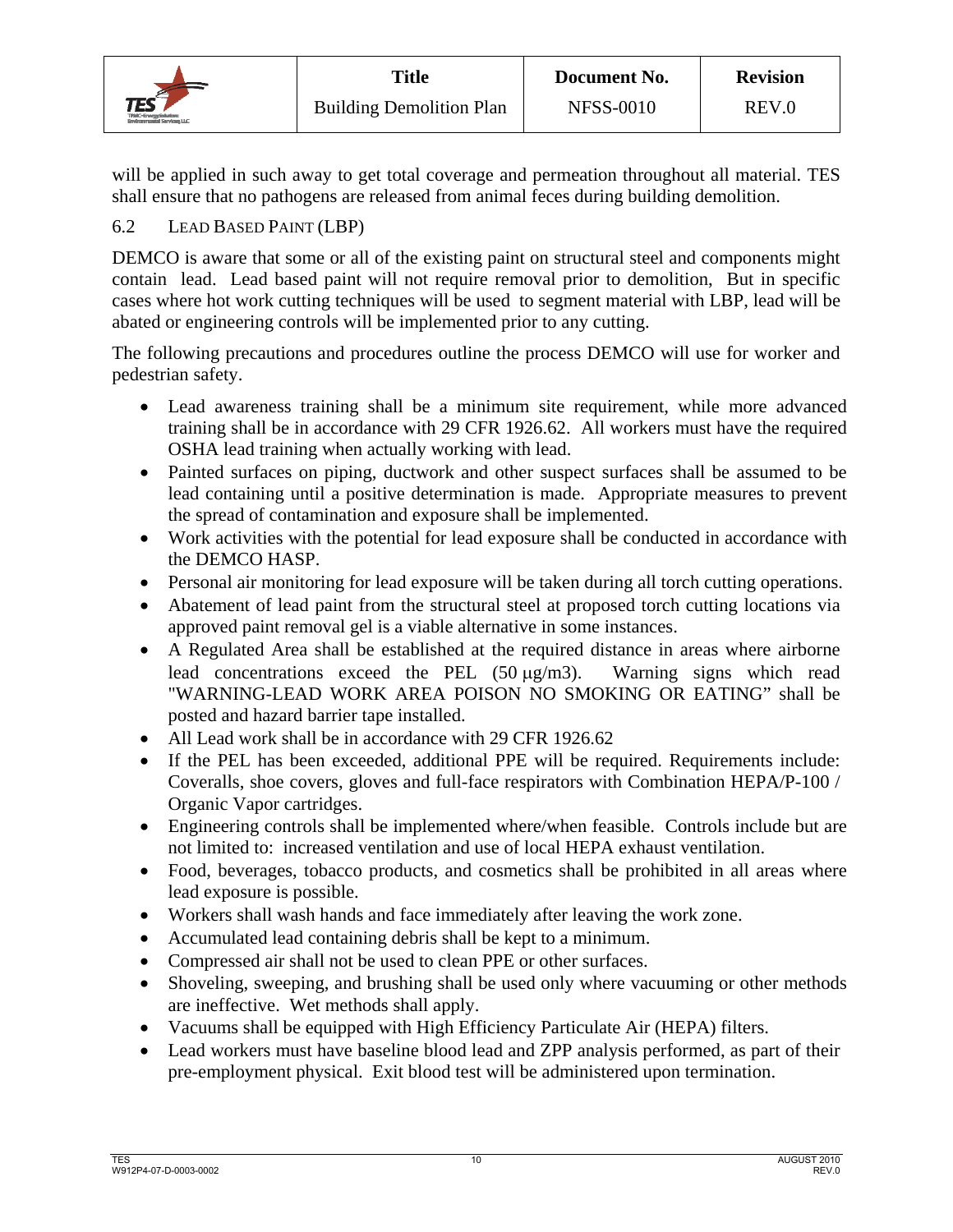will be applied in such away to get total coverage and permeation throughout all material. TES shall ensure that no pathogens are released from animal feces during building demolition.

## 6.2 LEAD BASED PAINT (LBP)

DEMCO is aware that some or all of the existing paint on structural steel and components might contain lead. Lead based paint will not require removal prior to demolition, But in specific cases where hot work cutting techniques will be used to segment material with LBP, lead will be abated or engineering controls will be implemented prior to any cutting.

The following precautions and procedures outline the process DEMCO will use for worker and pedestrian safety.

- Lead awareness training shall be a minimum site requirement, while more advanced training shall be in accordance with 29 CFR 1926.62. All workers must have the required OSHA lead training when actually working with lead.
- Painted surfaces on piping, ductwork and other suspect surfaces shall be assumed to be lead containing until a positive determination is made. Appropriate measures to prevent the spread of contamination and exposure shall be implemented.
- Work activities with the potential for lead exposure shall be conducted in accordance with the DEMCO HASP.
- Personal air monitoring for lead exposure will be taken during all torch cutting operations.
- Abatement of lead paint from the structural steel at proposed torch cutting locations via approved paint removal gel is a viable alternative in some instances.
- A Regulated Area shall be established at the required distance in areas where airborne lead concentrations exceed the PEL (50 μg/m3). Warning signs which read "WARNING-LEAD WORK AREA POISON NO SMOKING OR EATING" shall be posted and hazard barrier tape installed.
- All Lead work shall be in accordance with 29 CFR 1926.62
- If the PEL has been exceeded, additional PPE will be required. Requirements include: Coveralls, shoe covers, gloves and full-face respirators with Combination HEPA/P-100 / Organic Vapor cartridges.
- Engineering controls shall be implemented where/when feasible. Controls include but are not limited to: increased ventilation and use of local HEPA exhaust ventilation.
- Food, beverages, tobacco products, and cosmetics shall be prohibited in all areas where lead exposure is possible.
- Workers shall wash hands and face immediately after leaving the work zone.
- Accumulated lead containing debris shall be kept to a minimum.
- Compressed air shall not be used to clean PPE or other surfaces.
- Shoveling, sweeping, and brushing shall be used only where vacuuming or other methods are ineffective. Wet methods shall apply.
- Vacuums shall be equipped with High Efficiency Particulate Air (HEPA) filters.
- Lead workers must have baseline blood lead and ZPP analysis performed, as part of their pre-employment physical. Exit blood test will be administered upon termination.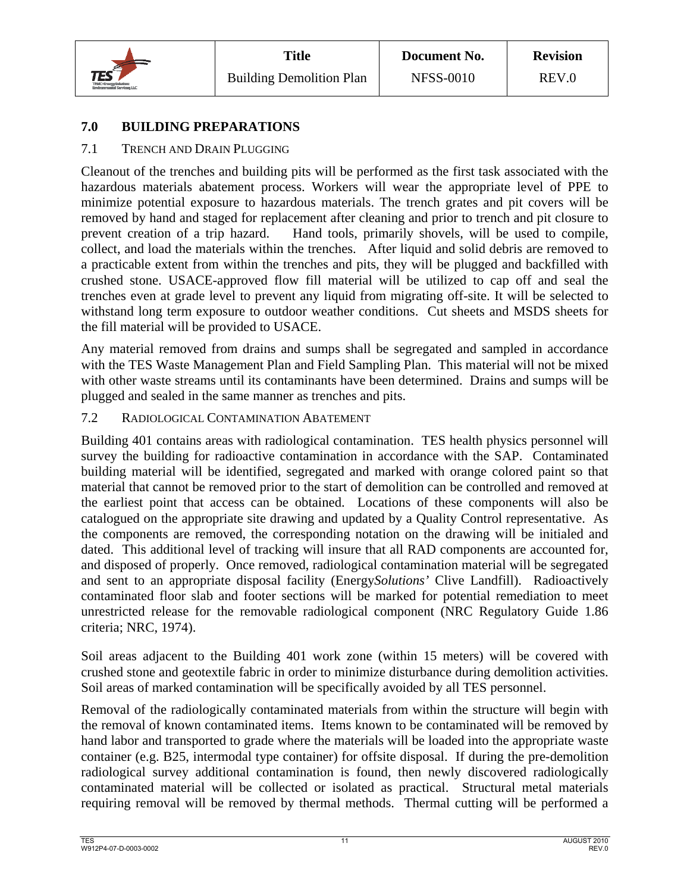## 7.0 BUILDING PREPARATIONS

### 7.1 TRENCH AND DRAIN PLUGGING

Cleanout of the trenches and building pits will be performed as the first task associated with the hazardous materials abatement process. Workers will wear the appropriate level of PPE to minimize potential exposure to hazardous materials. The trench grates and pit covers will be removed by hand and staged for replacement after cleaning and prior to trench and pit closure to prevent creation of a trip hazard. Hand tools, primarily shovels, will be used to compile, collect, and load the materials within the trenches. After liquid and solid debris are removed to a practicable extent from within the trenches and pits, they will be plugged and backfilled with crushed stone. USACE-approved flow fill material will be utilized to cap off and seal the trenches even at grade level to prevent any liquid from migrating off-site. It will be selected to withstand long term exposure to outdoor weather conditions. Cut sheets and MSDS sheets for the fill material will be provided to USACE.

Any material removed from drains and sumps shall be segregated and sampled in accordance with the TES Waste Management Plan and Field Sampling Plan. This material will not be mixed with other waste streams until its contaminants have been determined. Drains and sumps will be plugged and sealed in the same manner as trenches and pits.

### 7.2 RADIOLOGICAL CONTAMINATION ABATEMENT

Building 401 contains areas with radiological contamination. TES health physics personnel will survey the building for radioactive contamination in accordance with the SAP. Contaminated building material will be identified, segregated and marked with orange colored paint so that material that cannot be removed prior to the start of demolition can be controlled and removed at the earliest point that access can be obtained. Locations of these components will also be catalogued on the appropriate site drawing and updated by a Quality Control representative. As the components are removed, the corresponding notation on the drawing will be initialed and dated. This additional level of tracking will insure that all RAD components are accounted for, and disposed of properly. Once removed, radiological contamination material will be segregated and sent to an appropriate disposal facility (Energy*Solutions'* Clive Landfill). Radioactively contaminated floor slab and footer sections will be marked for potential remediation to meet unrestricted release for the removable radiological component (NRC Regulatory Guide 1.86 criteria; NRC, 1974).

Soil areas adjacent to the Building 401 work zone (within 15 meters) will be covered with crushed stone and geotextile fabric in order to minimize disturbance during demolition activities. Soil areas of marked contamination will be specifically avoided by all TES personnel.

Removal of the radiologically contaminated materials from within the structure will begin with the removal of known contaminated items. Items known to be contaminated will be removed by hand labor and transported to grade where the materials will be loaded into the appropriate waste container (e.g. B25, intermodal type container) for offsite disposal. If during the pre-demolition radiological survey additional contamination is found, then newly discovered radiologically contaminated material will be collected or isolated as practical. Structural metal materials requiring removal will be removed by thermal methods. Thermal cutting will be performed a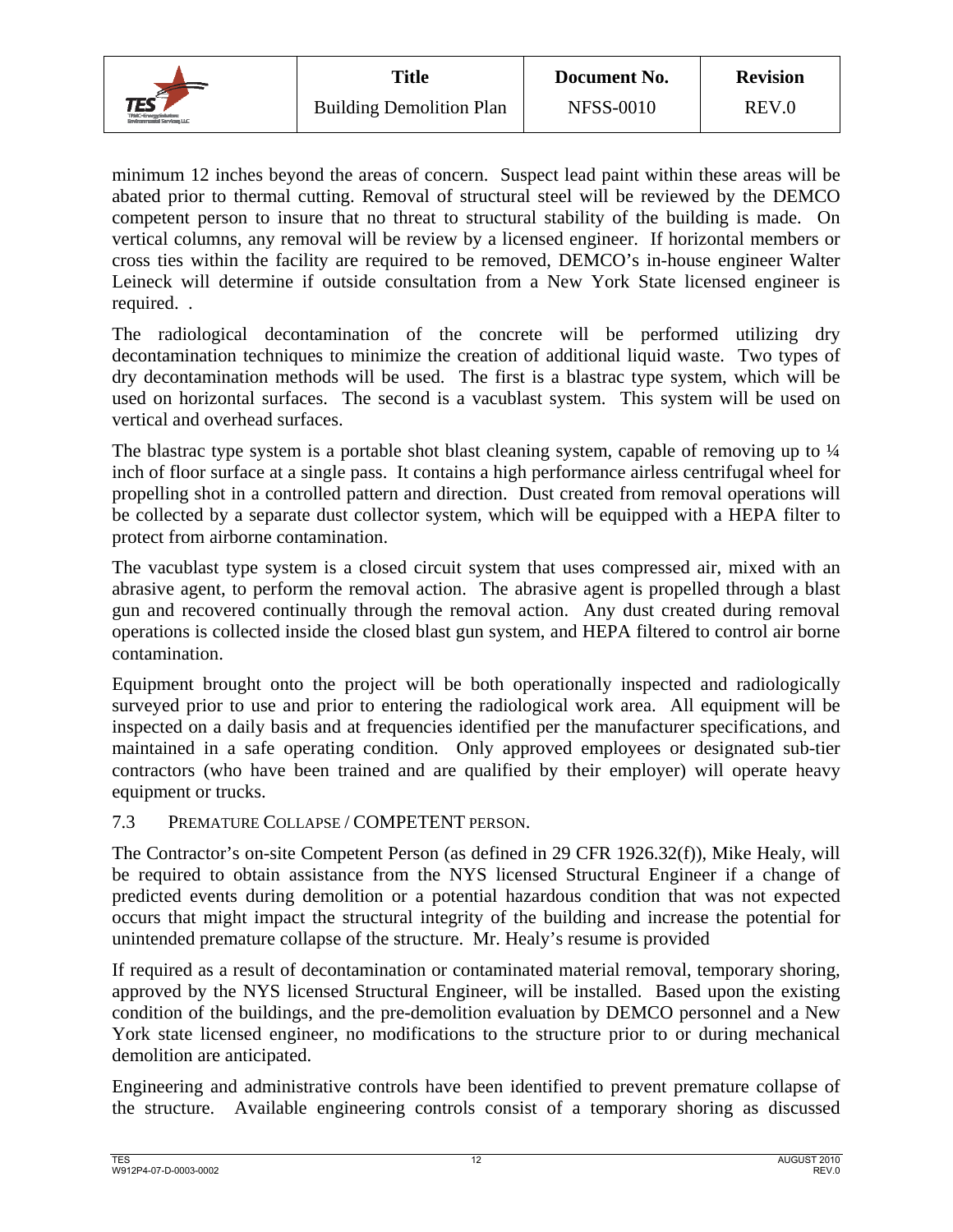minimum 12 inches beyond the areas of concern. Suspect lead paint within these areas will be abated prior to thermal cutting. Removal of structural steel will be reviewed by the DEMCO competent person to insure that no threat to structural stability of the building is made. On vertical columns, any removal will be review by a licensed engineer. If horizontal members or cross ties within the facility are required to be removed, DEMCO's in-house engineer Walter Leineck will determine if outside consultation from a New York State licensed engineer is required. .

The radiological decontamination of the concrete will be performed utilizing dry decontamination techniques to minimize the creation of additional liquid waste. Two types of dry decontamination methods will be used. The first is a blastrac type system, which will be used on horizontal surfaces. The second is a vacublast system. This system will be used on vertical and overhead surfaces.

The blastrac type system is a portable shot blast cleaning system, capable of removing up to ¼ inch of floor surface at a single pass. It contains a high performance airless centrifugal wheel for propelling shot in a controlled pattern and direction. Dust created from removal operations will be collected by a separate dust collector system, which will be equipped with a HEPA filter to protect from airborne contamination.

The vacublast type system is a closed circuit system that uses compressed air, mixed with an abrasive agent, to perform the removal action. The abrasive agent is propelled through a blast gun and recovered continually through the removal action. Any dust created during removal operations is collected inside the closed blast gun system, and HEPA filtered to control air borne contamination.

Equipment brought onto the project will be both operationally inspected and radiologically surveyed prior to use and prior to entering the radiological work area. All equipment will be inspected on a daily basis and at frequencies identified per the manufacturer specifications, and maintained in a safe operating condition. Only approved employees or designated sub-tier contractors (who have been trained and are qualified by their employer) will operate heavy equipment or trucks.

### 7.3 PREMATURE COLLAPSE / COMPETENT PERSON.

The Contractor's on-site Competent Person (as defined in 29 CFR 1926.32(f)), Mike Healy, will be required to obtain assistance from the NYS licensed Structural Engineer if a change of predicted events during demolition or a potential hazardous condition that was not expected occurs that might impact the structural integrity of the building and increase the potential for unintended premature collapse of the structure. Mr. Healy's resume is provided

If required as a result of decontamination or contaminated material removal, temporary shoring, approved by the NYS licensed Structural Engineer, will be installed. Based upon the existing condition of the buildings, and the pre-demolition evaluation by DEMCO personnel and a New York state licensed engineer, no modifications to the structure prior to or during mechanical demolition are anticipated.

Engineering and administrative controls have been identified to prevent premature collapse of the structure. Available engineering controls consist of a temporary shoring as discussed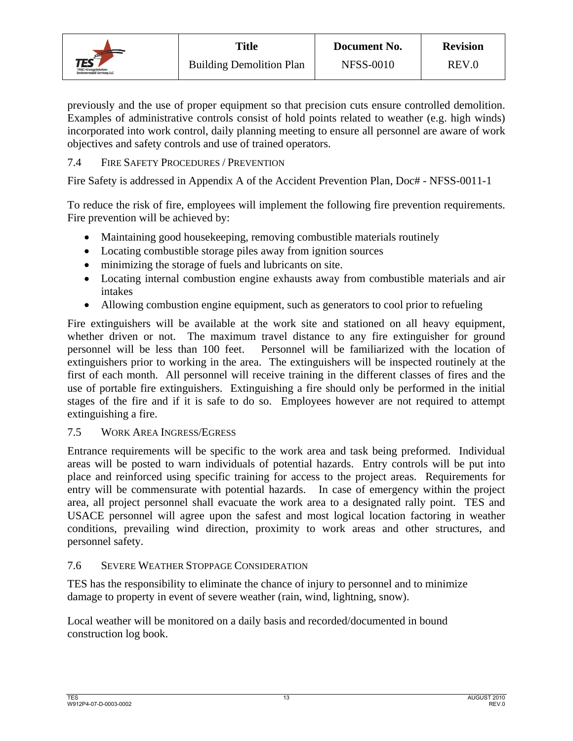previously and the use of proper equipment so that precision cuts ensure controlled demolition. Examples of administrative controls consist of hold points related to weather (e.g. high winds) incorporated into work control, daily planning meeting to ensure all personnel are aware of work objectives and safety controls and use of trained operators.

### 7.4 FIRE SAFETY PROCEDURES / PREVENTION

Fire Safety is addressed in Appendix A of the Accident Prevention Plan, Doc# - NFSS-0011-1

To reduce the risk of fire, employees will implement the following fire prevention requirements. Fire prevention will be achieved by:

- Maintaining good housekeeping, removing combustible materials routinely
- Locating combustible storage piles away from ignition sources
- minimizing the storage of fuels and lubricants on site.
- Locating internal combustion engine exhausts away from combustible materials and air intakes
- Allowing combustion engine equipment, such as generators to cool prior to refueling

Fire extinguishers will be available at the work site and stationed on all heavy equipment, whether driven or not. The maximum travel distance to any fire extinguisher for ground personnel will be less than 100 feet. Personnel will be familiarized with the location of extinguishers prior to working in the area. The extinguishers will be inspected routinely at the first of each month. All personnel will receive training in the different classes of fires and the use of portable fire extinguishers. Extinguishing a fire should only be performed in the initial stages of the fire and if it is safe to do so. Employees however are not required to attempt extinguishing a fire.

### 7.5 WORK AREA INGRESS/EGRESS

Entrance requirements will be specific to the work area and task being preformed. Individual areas will be posted to warn individuals of potential hazards. Entry controls will be put into place and reinforced using specific training for access to the project areas. Requirements for entry will be commensurate with potential hazards. In case of emergency within the project area, all project personnel shall evacuate the work area to a designated rally point. TES and USACE personnel will agree upon the safest and most logical location factoring in weather conditions, prevailing wind direction, proximity to work areas and other structures, and personnel safety.

### 7.6 SEVERE WEATHER STOPPAGE CONSIDERATION

TES has the responsibility to eliminate the chance of injury to personnel and to minimize damage to property in event of severe weather (rain, wind, lightning, snow).

Local weather will be monitored on a daily basis and recorded/documented in bound construction log book.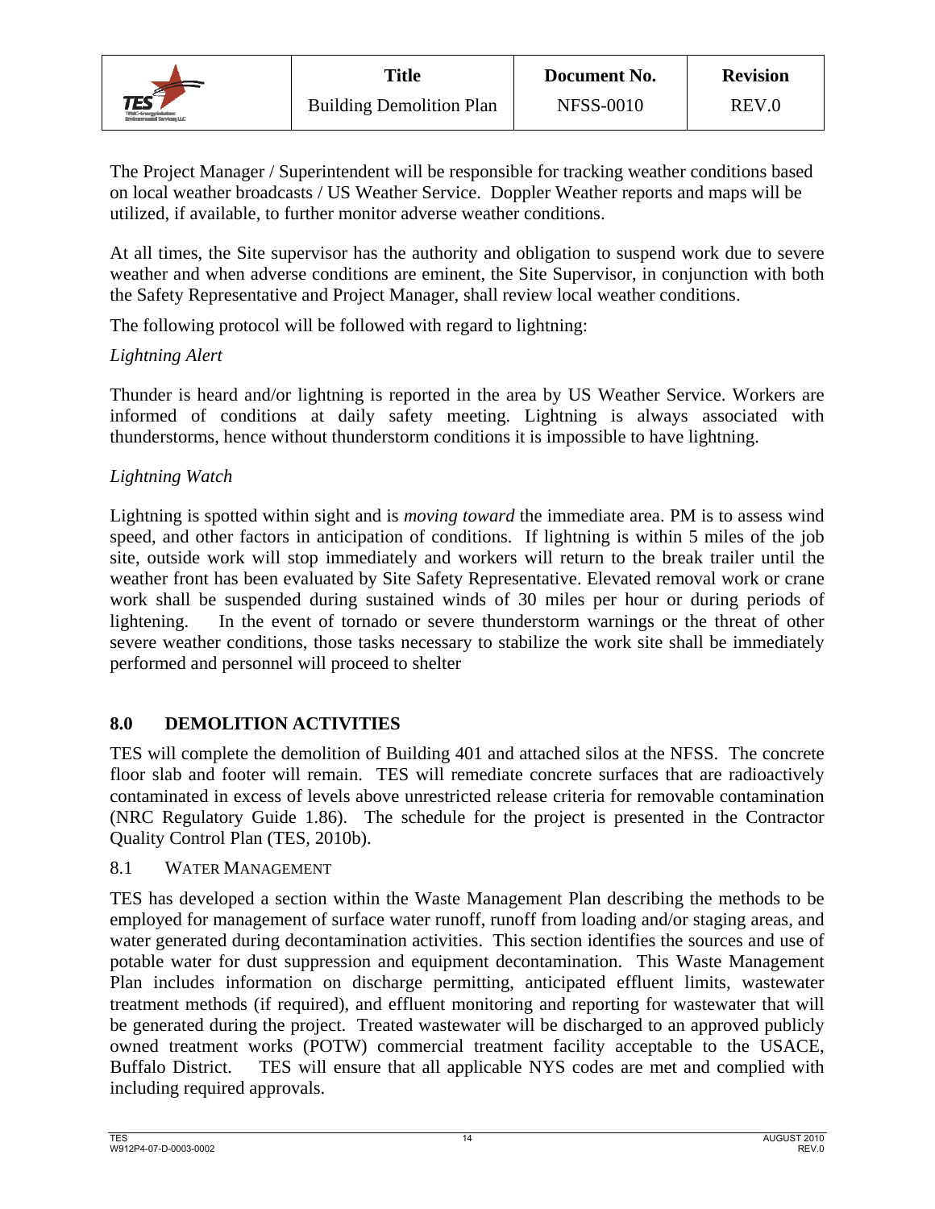The Project Manager / Superintendent will be responsible for tracking weather conditions based on local weather broadcasts / US Weather Service. Doppler Weather reports and maps will be utilized, if available, to further monitor adverse weather conditions.

At all times, the Site supervisor has the authority and obligation to suspend work due to severe weather and when adverse conditions are eminent, the Site Supervisor, in conjunction with both the Safety Representative and Project Manager, shall review local weather conditions.

The following protocol will be followed with regard to lightning:

*Lightning Alert*

Thunder is heard and/or lightning is reported in the area by US Weather Service. Workers are informed of conditions at daily safety meeting. Lightning is always associated with thunderstorms, hence without thunderstorm conditions it is impossible to have lightning.

*Lightning Watch*

Lightning is spotted within sight and is *moving toward* the immediate area. PM is to assess wind speed, and other factors in anticipation of conditions. If lightning is within 5 miles of the job site, outside work will stop immediately and workers will return to the break trailer until the weather front has been evaluated by Site Safety Representative. Elevated removal work or crane work shall be suspended during sustained winds of 30 miles per hour or during periods of lightening. In the event of tornado or severe thunderstorm warnings or the threat of other severe weather conditions, those tasks necessary to stabilize the work site shall be immediately performed and personnel will proceed to shelter

## 8.0 DEMOLITION ACTIVITIES

TES will complete the demolition of Building 401 and attached silos at the NFSS. The concrete floor slab and footer will remain. TES will remediate concrete surfaces that are radioactively contaminated in excess of levels above unrestricted release criteria for removable contamination (NRC Regulatory Guide 1.86). The schedule for the project is presented in the Contractor Quality Control Plan (TES, 2010b).

### 8.1 WATER MANAGEMENT

TES has developed a section within the Waste Management Plan describing the methods to be employed for management of surface water runoff, runoff from loading and/or staging areas, and water generated during decontamination activities. This section identifies the sources and use of potable water for dust suppression and equipment decontamination. This Waste Management Plan includes information on discharge permitting, anticipated effluent limits, wastewater treatment methods (if required), and effluent monitoring and reporting for wastewater that will be generated during the project. Treated wastewater will be discharged to an approved publicly owned treatment works (POTW) commercial treatment facility acceptable to the USACE, Buffalo District. TES will ensure that all applicable NYS codes are met and complied with including required approvals.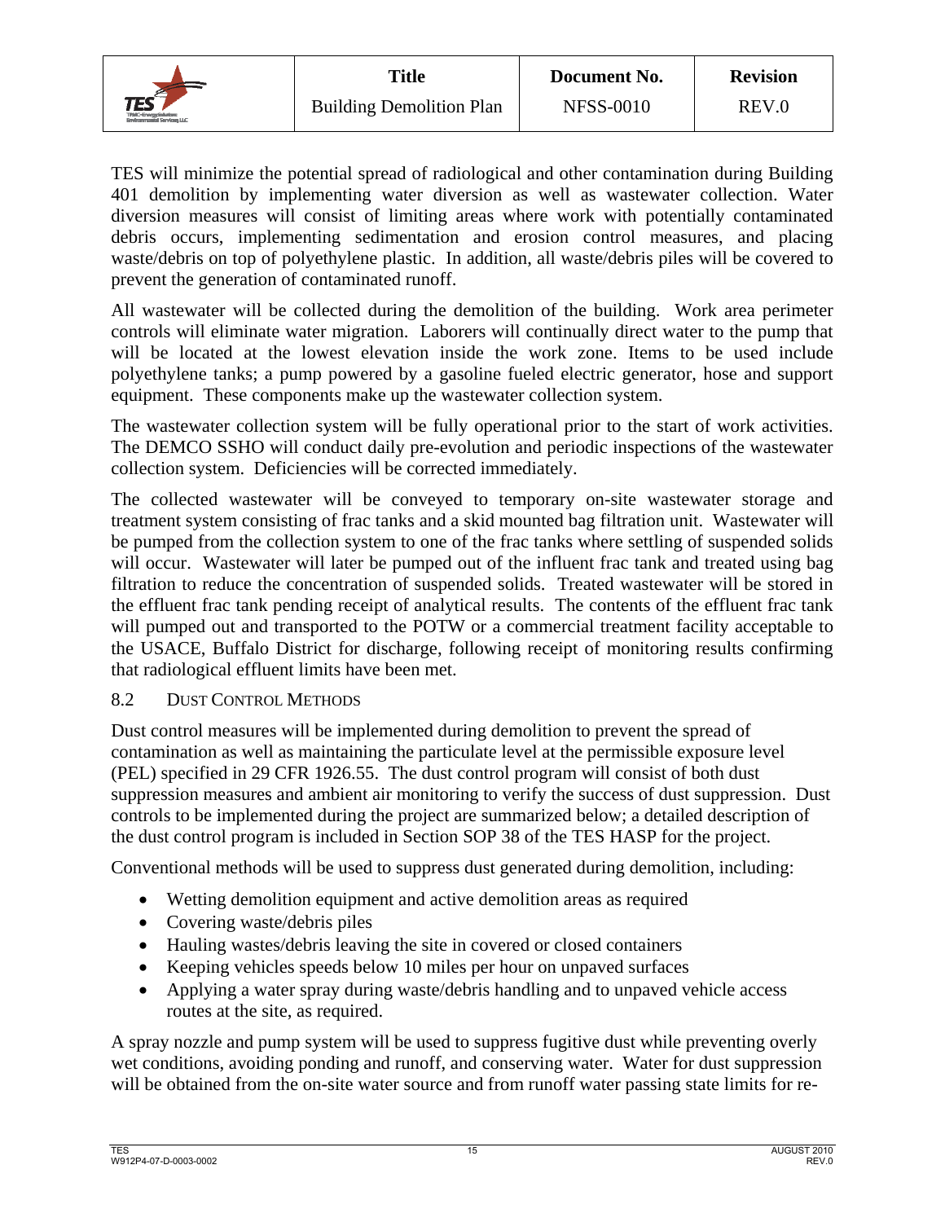TES will minimize the potential spread of radiological and other contamination during Building 401 demolition by implementing water diversion as well as wastewater collection. Water diversion measures will consist of limiting areas where work with potentially contaminated debris occurs, implementing sedimentation and erosion control measures, and placing waste/debris on top of polyethylene plastic. In addition, all waste/debris piles will be covered to prevent the generation of contaminated runoff.

All wastewater will be collected during the demolition of the building. Work area perimeter controls will eliminate water migration. Laborers will continually direct water to the pump that will be located at the lowest elevation inside the work zone. Items to be used include polyethylene tanks; a pump powered by a gasoline fueled electric generator, hose and support equipment. These components make up the wastewater collection system.

The wastewater collection system will be fully operational prior to the start of work activities. The DEMCO SSHO will conduct daily pre-evolution and periodic inspections of the wastewater collection system. Deficiencies will be corrected immediately.

The collected wastewater will be conveyed to temporary on-site wastewater storage and treatment system consisting of frac tanks and a skid mounted bag filtration unit. Wastewater will be pumped from the collection system to one of the frac tanks where settling of suspended solids will occur. Wastewater will later be pumped out of the influent frac tank and treated using bag filtration to reduce the concentration of suspended solids. Treated wastewater will be stored in the effluent frac tank pending receipt of analytical results. The contents of the effluent frac tank will pumped out and transported to the POTW or a commercial treatment facility acceptable to the USACE, Buffalo District for discharge, following receipt of monitoring results confirming that radiological effluent limits have been met.

### 8.2 DUST CONTROL METHODS

Dust control measures will be implemented during demolition to prevent the spread of contamination as well as maintaining the particulate level at the permissible exposure level (PEL) specified in 29 CFR 1926.55. The dust control program will consist of both dust suppression measures and ambient air monitoring to verify the success of dust suppression. Dust controls to be implemented during the project are summarized below; a detailed description of the dust control program is included in Section SOP 38 of the TES HASP for the project.

Conventional methods will be used to suppress dust generated during demolition, including:

- Wetting demolition equipment and active demolition areas as required
- Covering waste/debris piles
- Hauling wastes/debris leaving the site in covered or closed containers
- Keeping vehicles speeds below 10 miles per hour on unpaved surfaces
- Applying a water spray during waste/debris handling and to unpaved vehicle access routes at the site, as required.

A spray nozzle and pump system will be used to suppress fugitive dust while preventing overly wet conditions, avoiding ponding and runoff, and conserving water. Water for dust suppression will be obtained from the on-site water source and from runoff water passing state limits for re-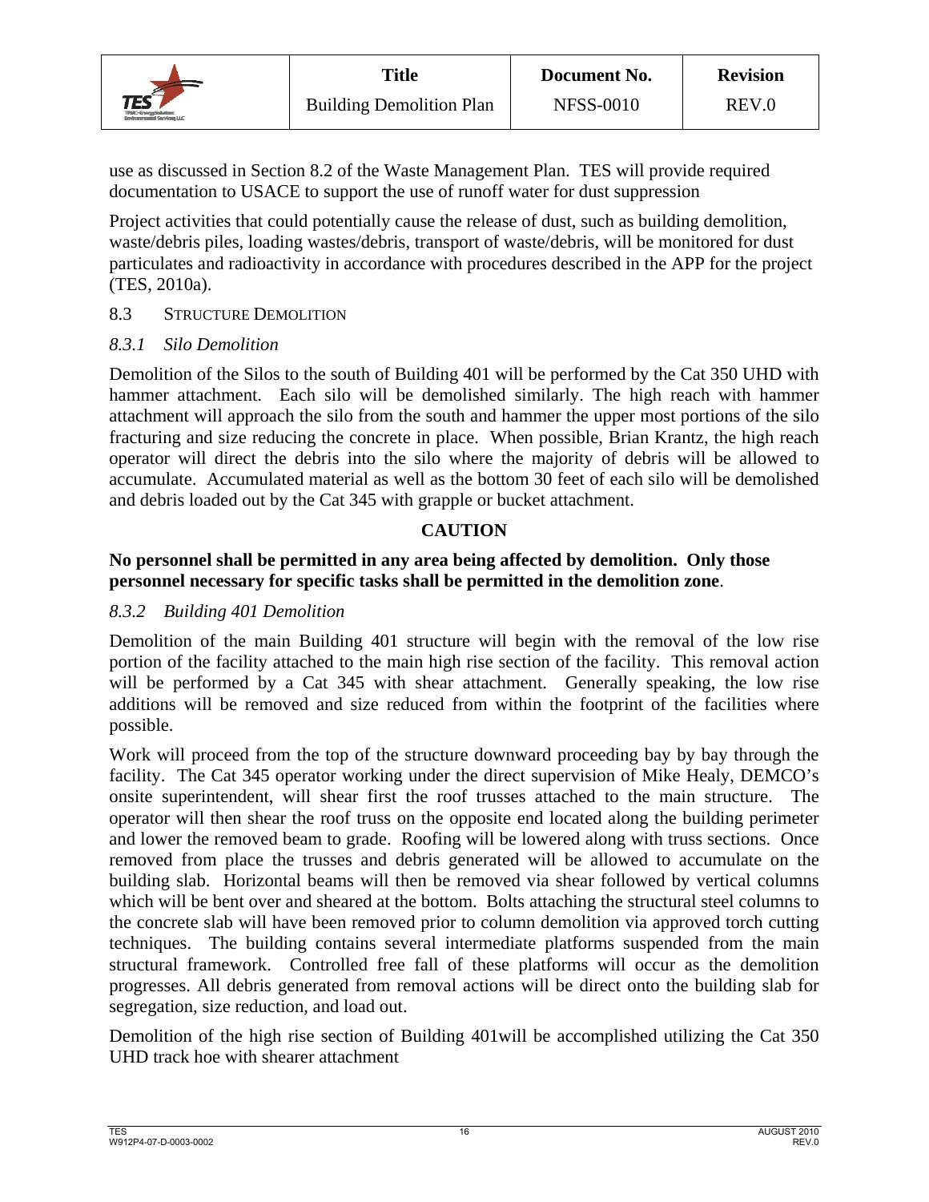use as discussed in Section 8.2 of the Waste Management Plan. TES will provide required documentation to USACE to support the use of runoff water for dust suppression

Project activities that could potentially cause the release of dust, such as building demolition, waste/debris piles, loading wastes/debris, transport of waste/debris, will be monitored for dust particulates and radioactivity in accordance with procedures described in the APP for the project (TES, 2010a).

## 8.3 STRUCTURE DEMOLITION

### *8.3.1 Silo Demolition*

Demolition of the Silos to the south of Building 401 will be performed by the Cat 350 UHD with hammer attachment. Each silo will be demolished similarly. The high reach with hammer attachment will approach the silo from the south and hammer the upper most portions of the silo fracturing and size reducing the concrete in place. When possible, Brian Krantz, the high reach operator will direct the debris into the silo where the majority of debris will be allowed to accumulate. Accumulated material as well as the bottom 30 feet of each silo will be demolished and debris loaded out by the Cat 345 with grapple or bucket attachment.

**CAUTION**

**No personnel shall be permitted in any area being affected by demolition. Only those personnel necessary for specific tasks shall be permitted in the demolition zone**.

### *8.3.2 Building 401 Demolition*

Demolition of the main Building 401 structure will begin with the removal of the low rise portion of the facility attached to the main high rise section of the facility. This removal action will be performed by a Cat 345 with shear attachment. Generally speaking, the low rise additions will be removed and size reduced from within the footprint of the facilities where possible.

Work will proceed from the top of the structure downward proceeding bay by bay through the facility. The Cat 345 operator working under the direct supervision of Mike Healy, DEMCO's onsite superintendent, will shear first the roof trusses attached to the main structure. The operator will then shear the roof truss on the opposite end located along the building perimeter and lower the removed beam to grade. Roofing will be lowered along with truss sections. Once removed from place the trusses and debris generated will be allowed to accumulate on the building slab. Horizontal beams will then be removed via shear followed by vertical columns which will be bent over and sheared at the bottom. Bolts attaching the structural steel columns to the concrete slab will have been removed prior to column demolition via approved torch cutting techniques. The building contains several intermediate platforms suspended from the main structural framework. Controlled free fall of these platforms will occur as the demolition progresses. All debris generated from removal actions will be direct onto the building slab for segregation, size reduction, and load out.

Demolition of the high rise section of Building 401will be accomplished utilizing the Cat 350 UHD track hoe with shearer attachment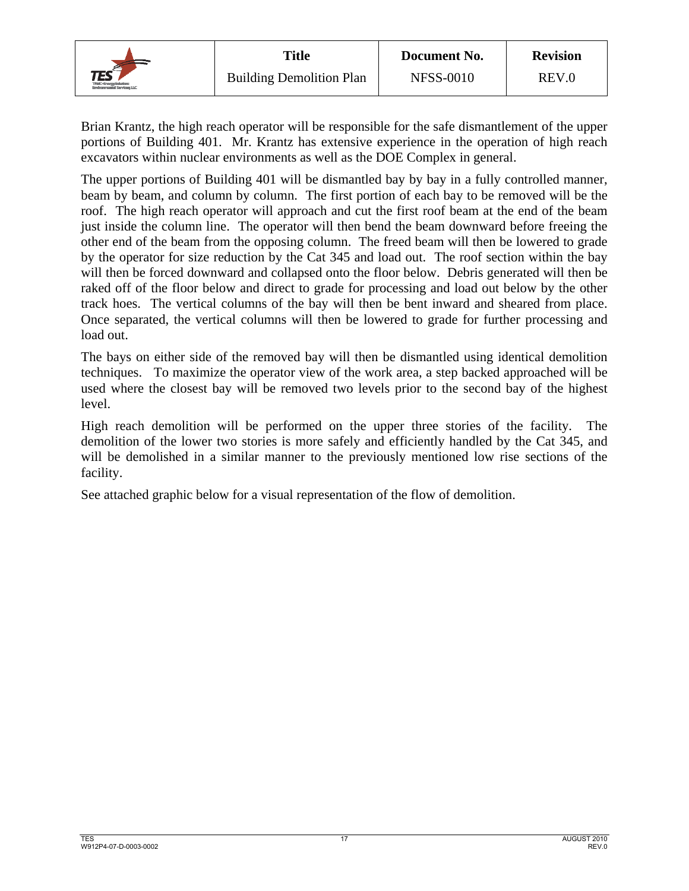Brian Krantz, the high reach operator will be responsible for the safe dismantlement of the upper portions of Building 401. Mr. Krantz has extensive experience in the operation of high reach excavators within nuclear environments as well as the DOE Complex in general.

The upper portions of Building 401 will be dismantled bay by bay in a fully controlled manner, beam by beam, and column by column. The first portion of each bay to be removed will be the roof. The high reach operator will approach and cut the first roof beam at the end of the beam just inside the column line. The operator will then bend the beam downward before freeing the other end of the beam from the opposing column. The freed beam will then be lowered to grade by the operator for size reduction by the Cat 345 and load out. The roof section within the bay will then be forced downward and collapsed onto the floor below. Debris generated will then be raked off of the floor below and direct to grade for processing and load out below by the other track hoes. The vertical columns of the bay will then be bent inward and sheared from place. Once separated, the vertical columns will then be lowered to grade for further processing and load out.

The bays on either side of the removed bay will then be dismantled using identical demolition techniques. To maximize the operator view of the work area, a step backed approached will be used where the closest bay will be removed two levels prior to the second bay of the highest level.

High reach demolition will be performed on the upper three stories of the facility. The demolition of the lower two stories is more safely and efficiently handled by the Cat 345, and will be demolished in a similar manner to the previously mentioned low rise sections of the facility.

See attached graphic below for a visual representation of the flow of demolition.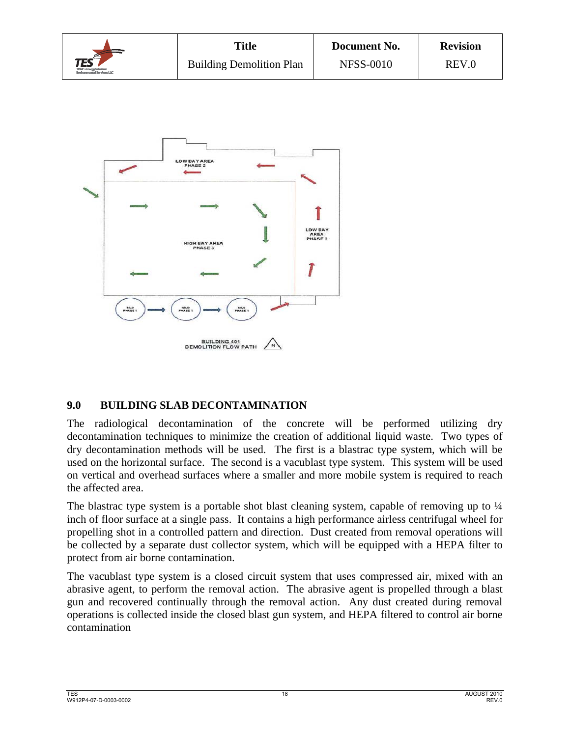LOW BAY AREA PHASE 2

LOW BAY AREA PHASE 2

HIGH BAY AREA PHASE 3

SILO PHASE 1

SILO PHASE 1

SILO PHASE 1

BUILDING 401 DEMOLITION FLOW PATH

## 9.0 BUILDING SLAB DECONTAMINATION

The radiological decontamination of the concrete will be performed utilizing dry decontamination techniques to minimize the creation of additional liquid waste. Two types of dry decontamination methods will be used. The first is a blastrac type system, which will be used on the horizontal surface. The second is a vacublast type system. This system will be used on vertical and overhead surfaces where a smaller and more mobile system is required to reach the affected area.

The blastrac type system is a portable shot blast cleaning system, capable of removing up to ¼ inch of floor surface at a single pass. It contains a high performance airless centrifugal wheel for propelling shot in a controlled pattern and direction. Dust created from removal operations will be collected by a separate dust collector system, which will be equipped with a HEPA filter to protect from air borne contamination.

The vacublast type system is a closed circuit system that uses compressed air, mixed with an abrasive agent, to perform the removal action. The abrasive agent is propelled through a blast gun and recovered continually through the removal action. Any dust created during removal operations is collected inside the closed blast gun system, and HEPA filtered to control air borne contamination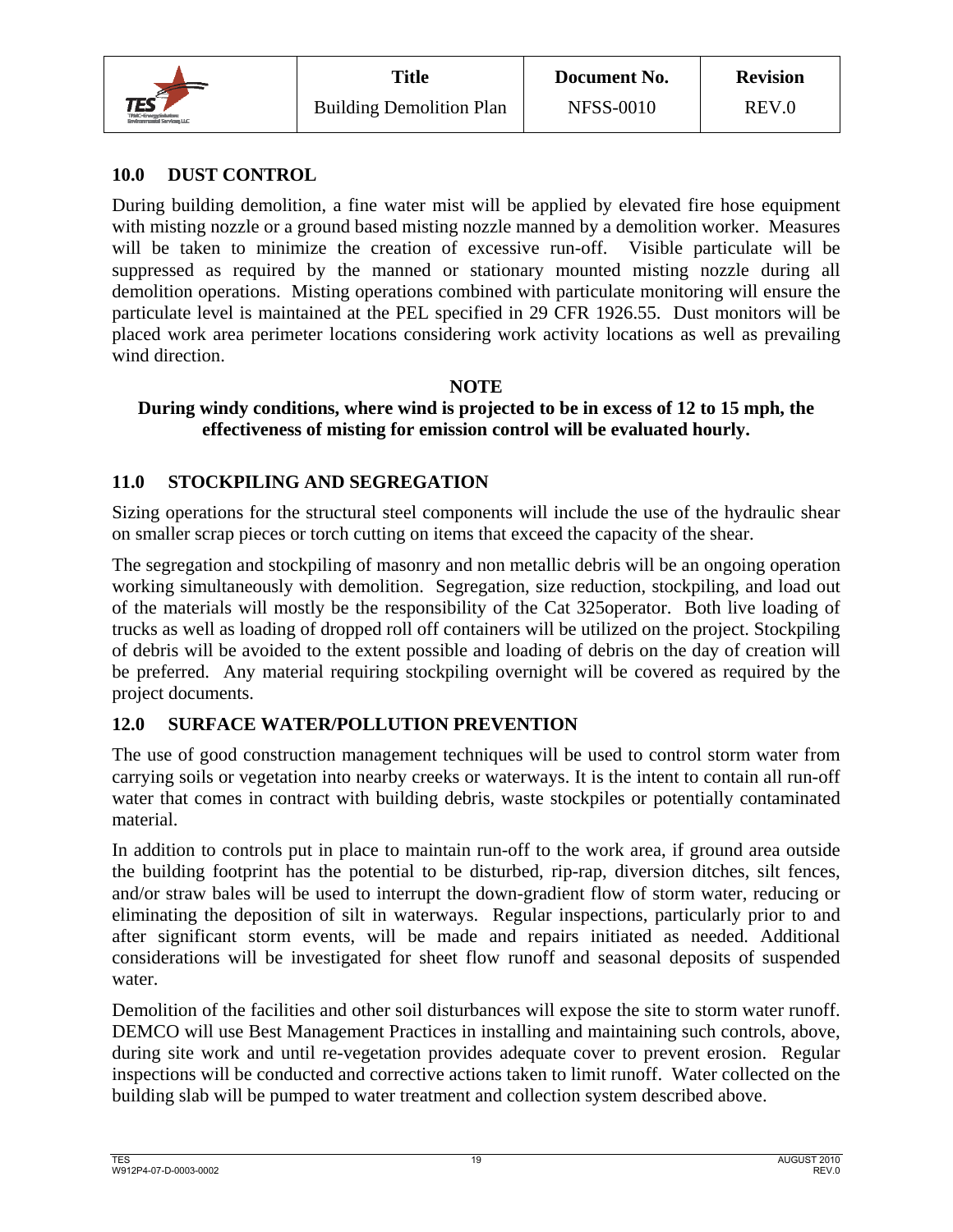## 10.0 DUST CONTROL

During building demolition, a fine water mist will be applied by elevated fire hose equipment with misting nozzle or a ground based misting nozzle manned by a demolition worker. Measures will be taken to minimize the creation of excessive run-off. Visible particulate will be suppressed as required by the manned or stationary mounted misting nozzle during all demolition operations. Misting operations combined with particulate monitoring will ensure the particulate level is maintained at the PEL specified in 29 CFR 1926.55. Dust monitors will be placed work area perimeter locations considering work activity locations as well as prevailing wind direction.

**NOTE**

**During windy conditions, where wind is projected to be in excess of 12 to 15 mph, the effectiveness of misting for emission control will be evaluated hourly.**

## 11.0 STOCKPILING AND SEGREGATION

Sizing operations for the structural steel components will include the use of the hydraulic shear on smaller scrap pieces or torch cutting on items that exceed the capacity of the shear.

The segregation and stockpiling of masonry and non metallic debris will be an ongoing operation working simultaneously with demolition. Segregation, size reduction, stockpiling, and load out of the materials will mostly be the responsibility of the Cat 325operator. Both live loading of trucks as well as loading of dropped roll off containers will be utilized on the project. Stockpiling of debris will be avoided to the extent possible and loading of debris on the day of creation will be preferred. Any material requiring stockpiling overnight will be covered as required by the project documents.

## 12.0 SURFACE WATER/POLLUTION PREVENTION

The use of good construction management techniques will be used to control storm water from carrying soils or vegetation into nearby creeks or waterways. It is the intent to contain all run-off water that comes in contract with building debris, waste stockpiles or potentially contaminated material.

In addition to controls put in place to maintain run-off to the work area, if ground area outside the building footprint has the potential to be disturbed, rip-rap, diversion ditches, silt fences, and/or straw bales will be used to interrupt the down-gradient flow of storm water, reducing or eliminating the deposition of silt in waterways. Regular inspections, particularly prior to and after significant storm events, will be made and repairs initiated as needed. Additional considerations will be investigated for sheet flow runoff and seasonal deposits of suspended water.

Demolition of the facilities and other soil disturbances will expose the site to storm water runoff. DEMCO will use Best Management Practices in installing and maintaining such controls, above, during site work and until re-vegetation provides adequate cover to prevent erosion. Regular inspections will be conducted and corrective actions taken to limit runoff. Water collected on the building slab will be pumped to water treatment and collection system described above.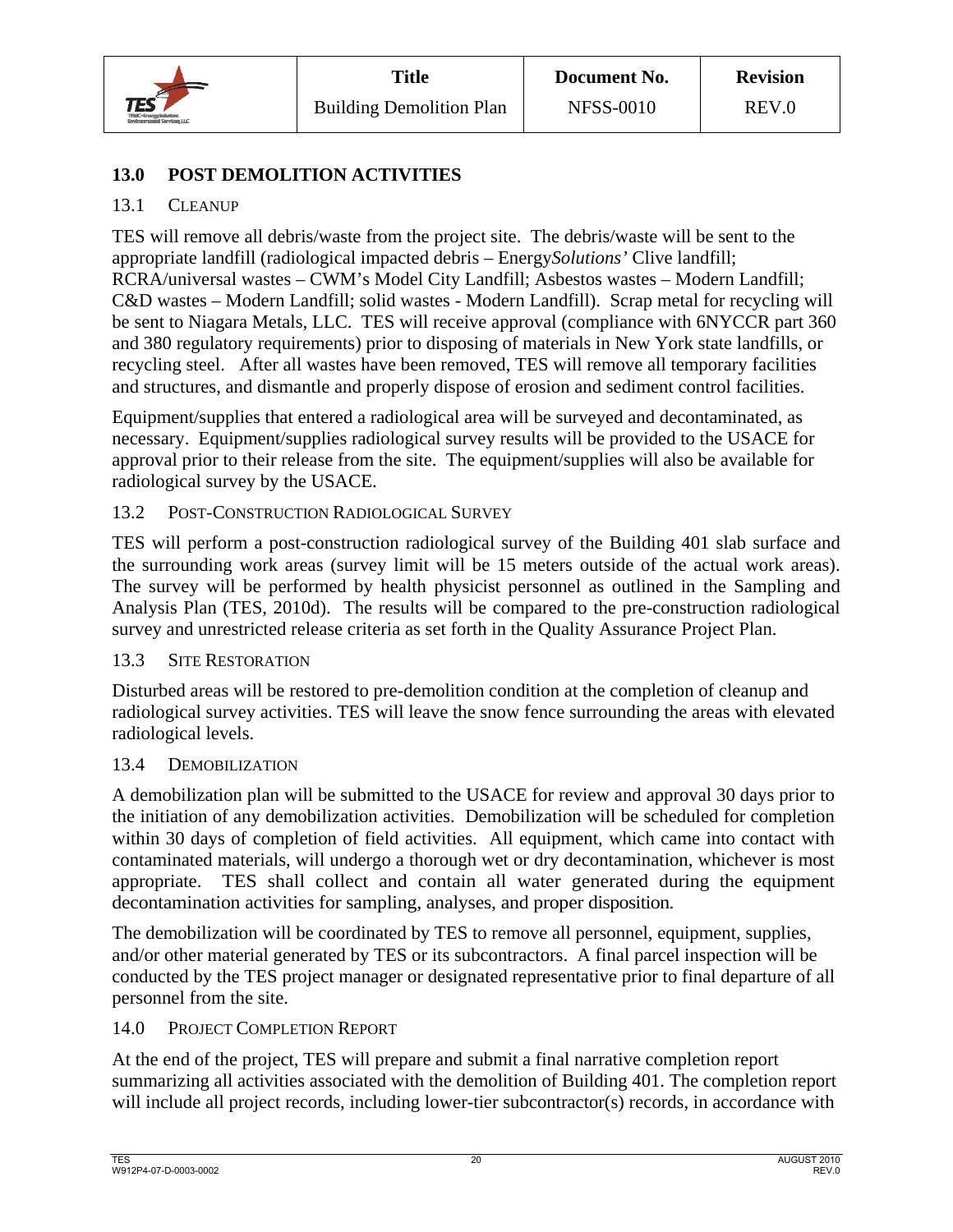## 13.0 POST DEMOLITION ACTIVITIES

### 13.1 CLEANUP

TES will remove all debris/waste from the project site. The debris/waste will be sent to the appropriate landfill (radiological impacted debris – Energy*Solutions'* Clive landfill; RCRA/universal wastes – CWM's Model City Landfill; Asbestos wastes – Modern Landfill; C&D wastes – Modern Landfill; solid wastes - Modern Landfill). Scrap metal for recycling will be sent to Niagara Metals, LLC. TES will receive approval (compliance with 6NYCCR part 360 and 380 regulatory requirements) prior to disposing of materials in New York state landfills, or recycling steel. After all wastes have been removed, TES will remove all temporary facilities and structures, and dismantle and properly dispose of erosion and sediment control facilities.

Equipment/supplies that entered a radiological area will be surveyed and decontaminated, as necessary. Equipment/supplies radiological survey results will be provided to the USACE for approval prior to their release from the site. The equipment/supplies will also be available for radiological survey by the USACE.

### 13.2 POST-CONSTRUCTION RADIOLOGICAL SURVEY

TES will perform a post-construction radiological survey of the Building 401 slab surface and the surrounding work areas (survey limit will be 15 meters outside of the actual work areas). The survey will be performed by health physicist personnel as outlined in the Sampling and Analysis Plan (TES, 2010d). The results will be compared to the pre-construction radiological survey and unrestricted release criteria as set forth in the Quality Assurance Project Plan.

### 13.3 SITE RESTORATION

Disturbed areas will be restored to pre-demolition condition at the completion of cleanup and radiological survey activities. TES will leave the snow fence surrounding the areas with elevated radiological levels.

### 13.4 DEMOBILIZATION

A demobilization plan will be submitted to the USACE for review and approval 30 days prior to the initiation of any demobilization activities. Demobilization will be scheduled for completion within 30 days of completion of field activities. All equipment, which came into contact with contaminated materials, will undergo a thorough wet or dry decontamination, whichever is most appropriate. TES shall collect and contain all water generated during the equipment decontamination activities for sampling, analyses, and proper disposition.

The demobilization will be coordinated by TES to remove all personnel, equipment, supplies, and/or other material generated by TES or its subcontractors. A final parcel inspection will be conducted by the TES project manager or designated representative prior to final departure of all personnel from the site.

## 14.0 PROJECT COMPLETION REPORT

At the end of the project, TES will prepare and submit a final narrative completion report summarizing all activities associated with the demolition of Building 401. The completion report will include all project records, including lower-tier subcontractor(s) records, in accordance with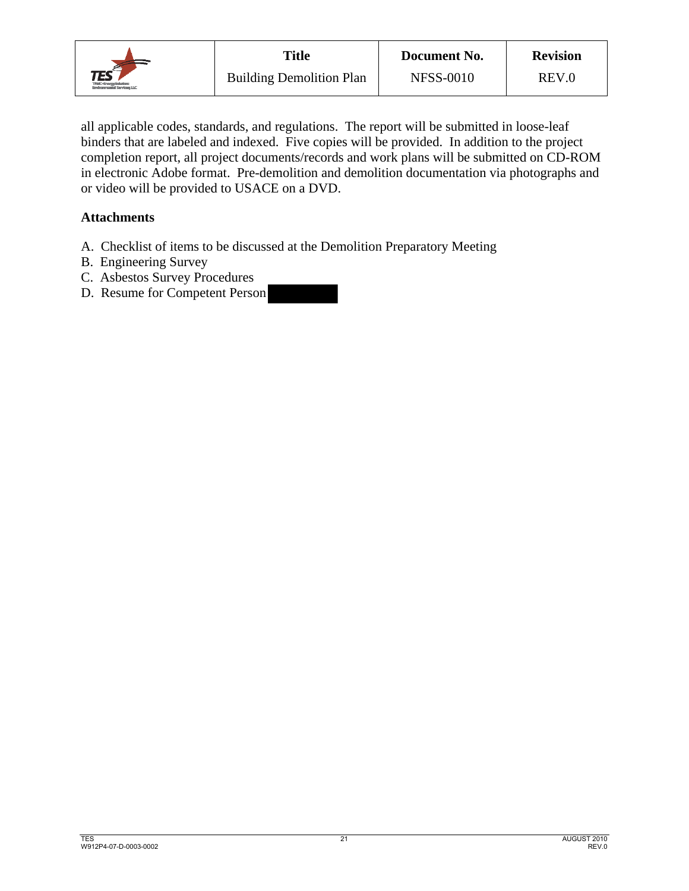all applicable codes, standards, and regulations. The report will be submitted in loose-leaf binders that are labeled and indexed. Five copies will be provided. In addition to the project completion report, all project documents/records and work plans will be submitted on CD-ROM in electronic Adobe format. Pre-demolition and demolition documentation via photographs and or video will be provided to USACE on a DVD.

**Attachments**

A. Checklist of items to be discussed at the Demolition Preparatory Meeting
B. Engineering Survey
C. Asbestos Survey Procedures
D. Resume for Competent Person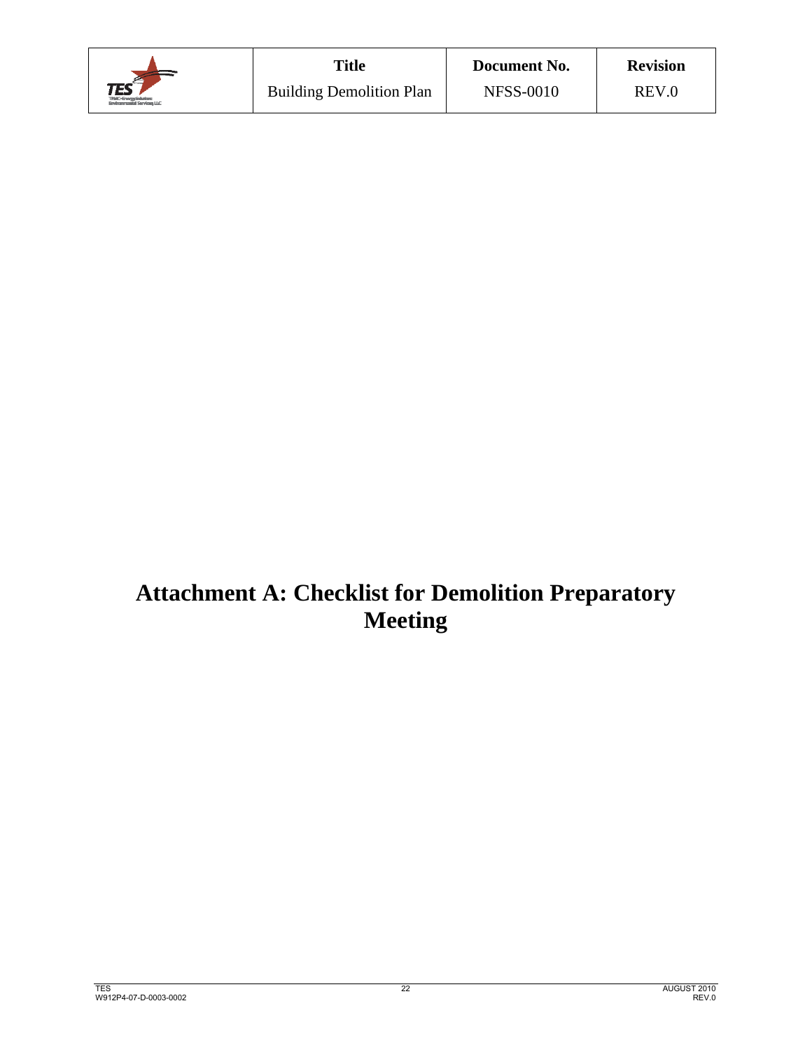# Attachment A: Checklist for Demolition Preparatory Meeting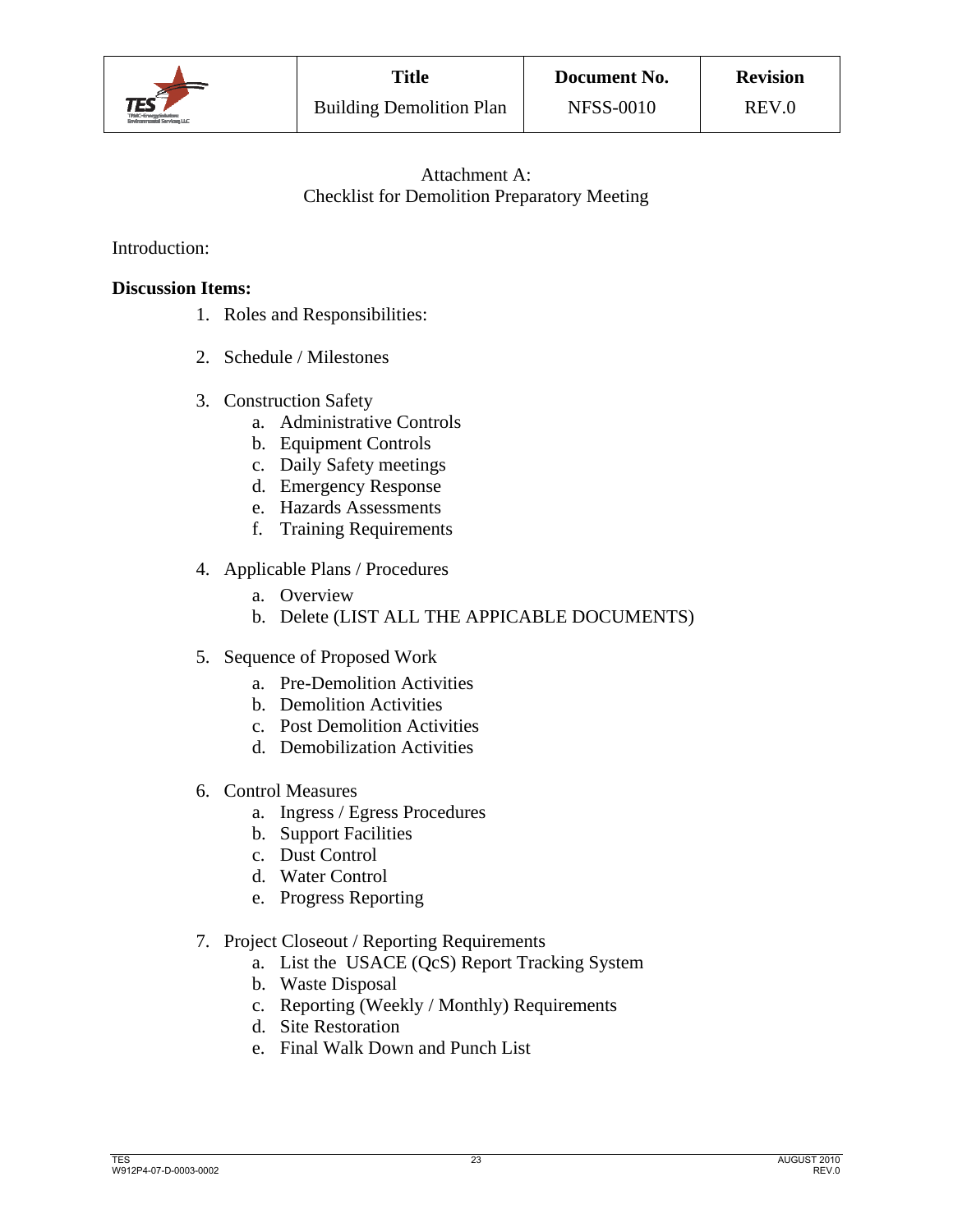Attachment A:
Checklist for Demolition Preparatory Meeting

Introduction:

**Discussion Items:**

1. Roles and Responsibilities:

2. Schedule / Milestones

3. Construction Safety
   a. Administrative Controls
   b. Equipment Controls
   c. Daily Safety meetings
   d. Emergency Response
   e. Hazards Assessments
   f. Training Requirements

4. Applicable Plans / Procedures
   a. Overview
   b. Delete (LIST ALL THE APPICABLE DOCUMENTS)

5. Sequence of Proposed Work
   a. Pre-Demolition Activities
   b. Demolition Activities
   c. Post Demolition Activities
   d. Demobilization Activities

6. Control Measures
   a. Ingress / Egress Procedures
   b. Support Facilities
   c. Dust Control
   d. Water Control
   e. Progress Reporting

7. Project Closeout / Reporting Requirements
   a. List the USACE (QcS) Report Tracking System
   b. Waste Disposal
   c. Reporting (Weekly / Monthly) Requirements
   d. Site Restoration
   e. Final Walk Down and Punch List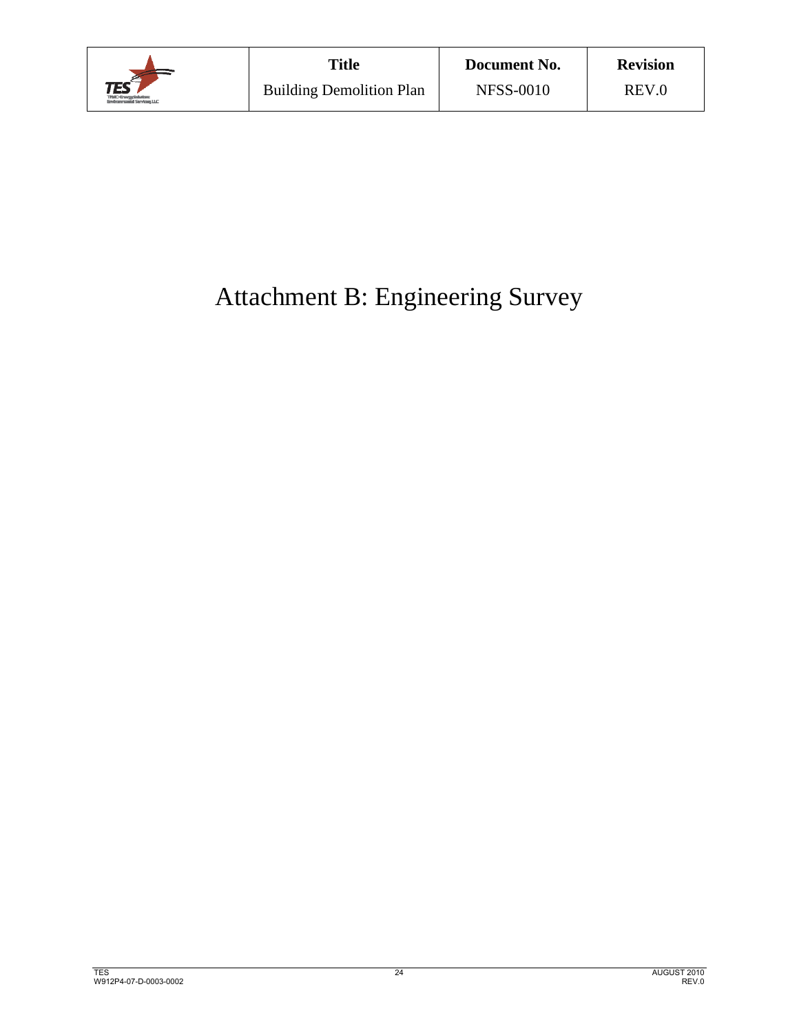# Attachment B: Engineering Survey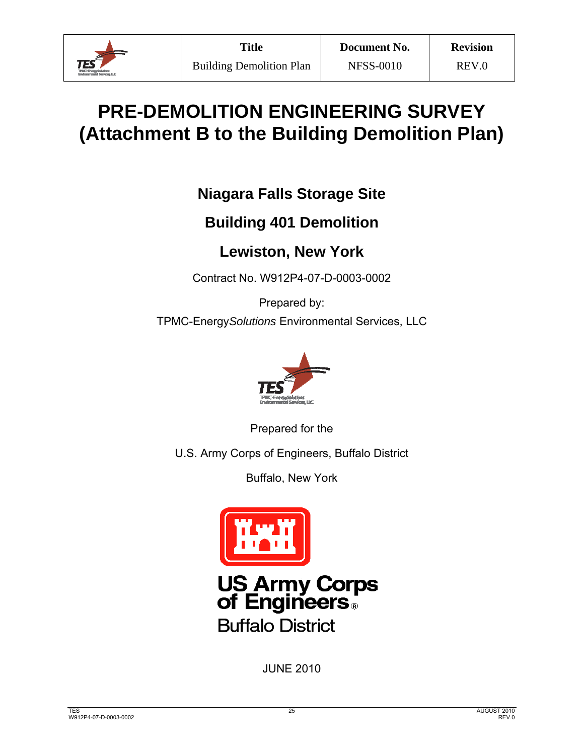| | Title | Document No. | Revision |
|---|---|---|---|
| | Building Demolition Plan | NFSS-0010 | REV.0 |

# PRE-DEMOLITION ENGINEERING SURVEY (Attachment B to the Building Demolition Plan)

## Niagara Falls Storage Site

## Building 401 Demolition

## Lewiston, New York

Contract No. W912P4-07-D-0003-0002

Prepared by:

TPMC-Energy*Solutions* Environmental Services, LLC

Prepared for the

U.S. Army Corps of Engineers, Buffalo District

Buffalo, New York

JUNE 2010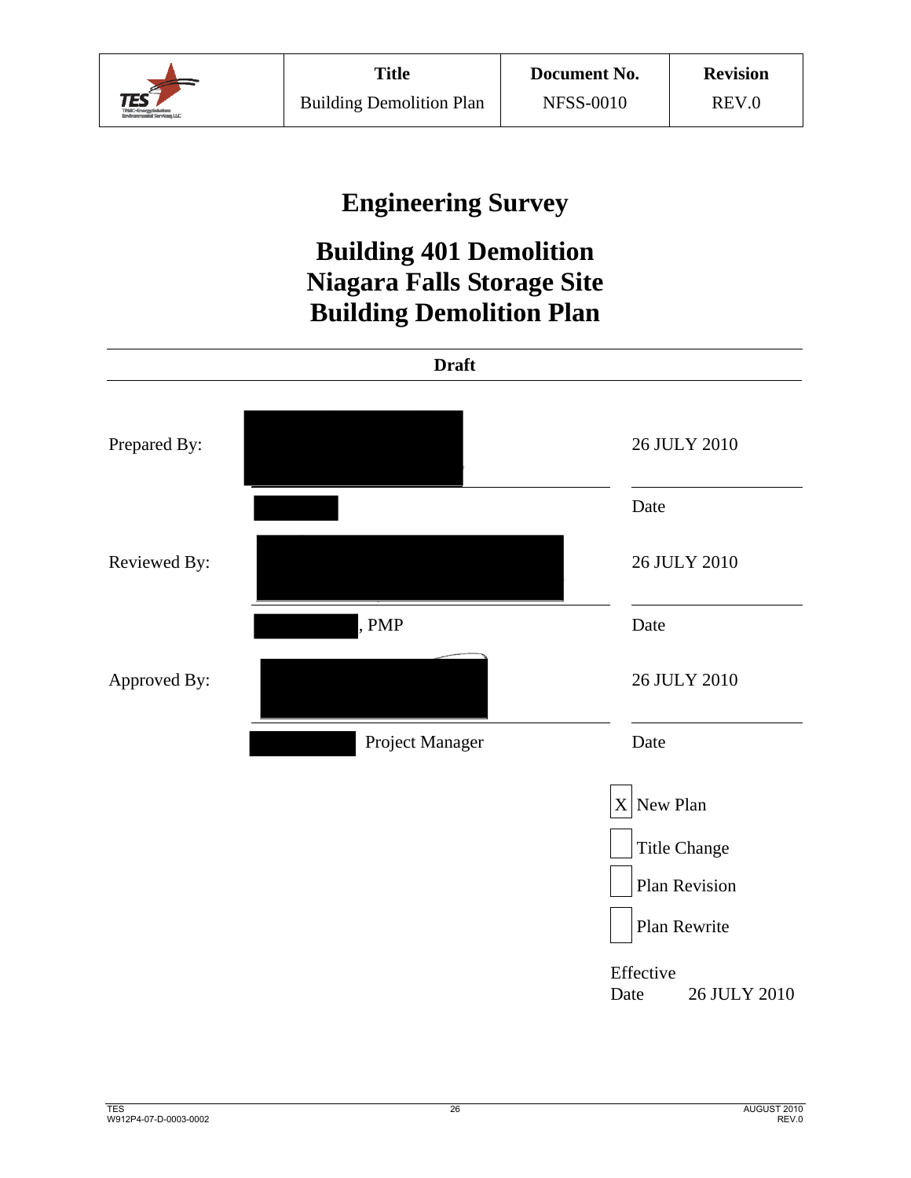| | Title | Document No. | Revision |
|---|---|---|---|
| TES | Building Demolition Plan | NFSS-0010 | REV.0 |

# Engineering Survey

# Building 401 Demolition
# Niagara Falls Storage Site
# Building Demolition Plan

**Draft**

| | | |
|---|---|---|
| Prepared By: | | 26 JULY 2010 |
| | | Date |
| Reviewed By: | | 26 JULY 2010 |
| | , PMP | Date |
| Approved By: | | 26 JULY 2010 |
| | Project Manager | Date |

- [X] New Plan
- [ ] Title Change
- [ ] Plan Revision
- [ ] Plan Rewrite

Effective Date 26 JULY 2010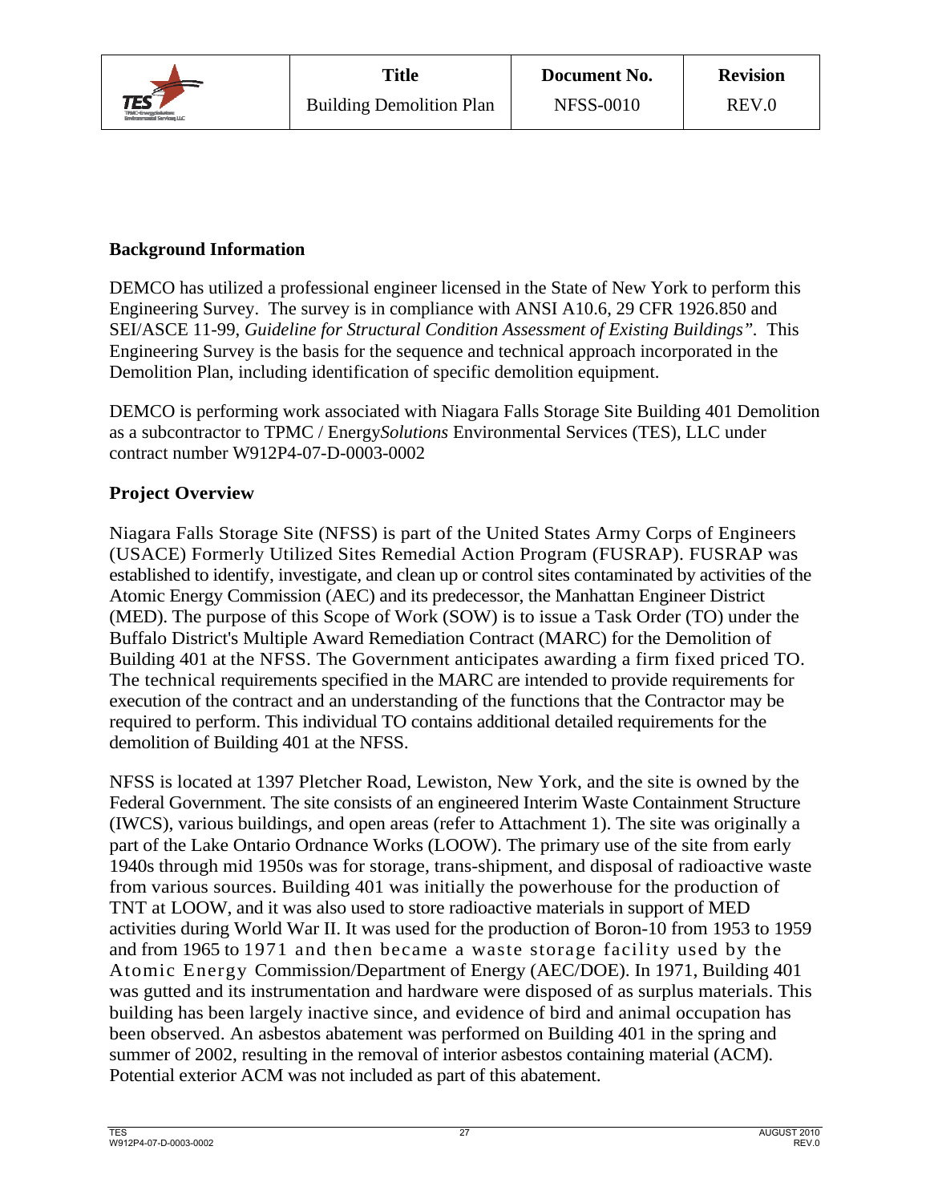## Background Information

DEMCO has utilized a professional engineer licensed in the State of New York to perform this Engineering Survey. The survey is in compliance with ANSI A10.6, 29 CFR 1926.850 and SEI/ASCE 11-99, *Guideline for Structural Condition Assessment of Existing Buildings"*. This Engineering Survey is the basis for the sequence and technical approach incorporated in the Demolition Plan, including identification of specific demolition equipment.

DEMCO is performing work associated with Niagara Falls Storage Site Building 401 Demolition as a subcontractor to TPMC / Energy*Solutions* Environmental Services (TES), LLC under contract number W912P4-07-D-0003-0002

## Project Overview

Niagara Falls Storage Site (NFSS) is part of the United States Army Corps of Engineers (USACE) Formerly Utilized Sites Remedial Action Program (FUSRAP). FUSRAP was established to identify, investigate, and clean up or control sites contaminated by activities of the Atomic Energy Commission (AEC) and its predecessor, the Manhattan Engineer District (MED). The purpose of this Scope of Work (SOW) is to issue a Task Order (TO) under the Buffalo District's Multiple Award Remediation Contract (MARC) for the Demolition of Building 401 at the NFSS. The Government anticipates awarding a firm fixed priced TO. The technical requirements specified in the MARC are intended to provide requirements for execution of the contract and an understanding of the functions that the Contractor may be required to perform. This individual TO contains additional detailed requirements for the demolition of Building 401 at the NFSS.

NFSS is located at 1397 Pletcher Road, Lewiston, New York, and the site is owned by the Federal Government. The site consists of an engineered Interim Waste Containment Structure (IWCS), various buildings, and open areas (refer to Attachment 1). The site was originally a part of the Lake Ontario Ordnance Works (LOOW). The primary use of the site from early 1940s through mid 1950s was for storage, trans-shipment, and disposal of radioactive waste from various sources. Building 401 was initially the powerhouse for the production of TNT at LOOW, and it was also used to store radioactive materials in support of MED activities during World War II. It was used for the production of Boron-10 from 1953 to 1959 and from 1965 to 1971 and then became a waste storage facility used by the Atomic Energy Commission/Department of Energy (AEC/DOE). In 1971, Building 401 was gutted and its instrumentation and hardware were disposed of as surplus materials. This building has been largely inactive since, and evidence of bird and animal occupation has been observed. An asbestos abatement was performed on Building 401 in the spring and summer of 2002, resulting in the removal of interior asbestos containing material (ACM). Potential exterior ACM was not included as part of this abatement.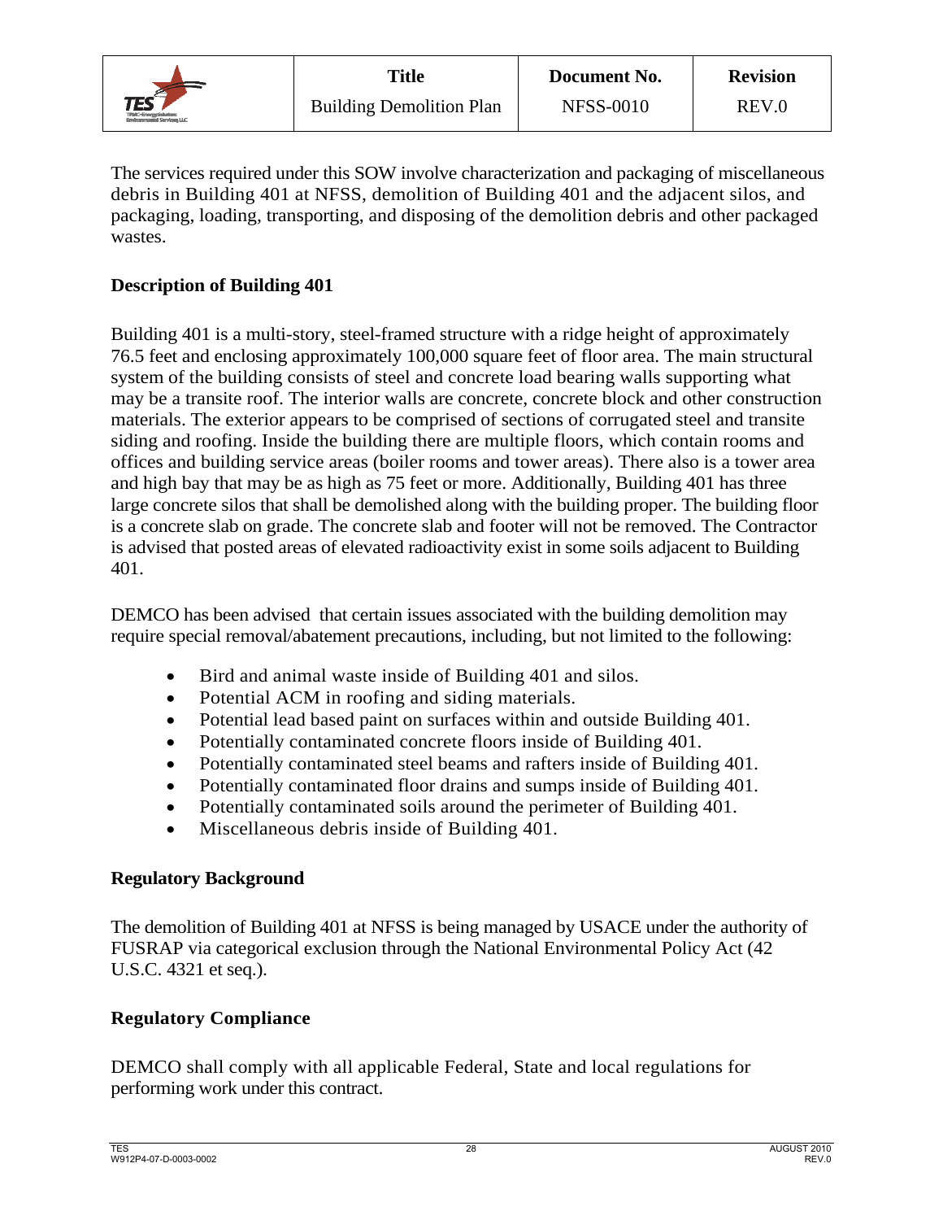The services required under this SOW involve characterization and packaging of miscellaneous debris in Building 401 at NFSS, demolition of Building 401 and the adjacent silos, and packaging, loading, transporting, and disposing of the demolition debris and other packaged wastes.

## Description of Building 401

Building 401 is a multi-story, steel-framed structure with a ridge height of approximately 76.5 feet and enclosing approximately 100,000 square feet of floor area. The main structural system of the building consists of steel and concrete load bearing walls supporting what may be a transite roof. The interior walls are concrete, concrete block and other construction materials. The exterior appears to be comprised of sections of corrugated steel and transite siding and roofing. Inside the building there are multiple floors, which contain rooms and offices and building service areas (boiler rooms and tower areas). There also is a tower area and high bay that may be as high as 75 feet or more. Additionally, Building 401 has three large concrete silos that shall be demolished along with the building proper. The building floor is a concrete slab on grade. The concrete slab and footer will not be removed. The Contractor is advised that posted areas of elevated radioactivity exist in some soils adjacent to Building 401.

DEMCO has been advised that certain issues associated with the building demolition may require special removal/abatement precautions, including, but not limited to the following:

- Bird and animal waste inside of Building 401 and silos.
- Potential ACM in roofing and siding materials.
- Potential lead based paint on surfaces within and outside Building 401.
- Potentially contaminated concrete floors inside of Building 401.
- Potentially contaminated steel beams and rafters inside of Building 401.
- Potentially contaminated floor drains and sumps inside of Building 401.
- Potentially contaminated soils around the perimeter of Building 401.
- Miscellaneous debris inside of Building 401.

## Regulatory Background

The demolition of Building 401 at NFSS is being managed by USACE under the authority of FUSRAP via categorical exclusion through the National Environmental Policy Act (42 U.S.C. 4321 et seq.).

## Regulatory Compliance

DEMCO shall comply with all applicable Federal, State and local regulations for performing work under this contract.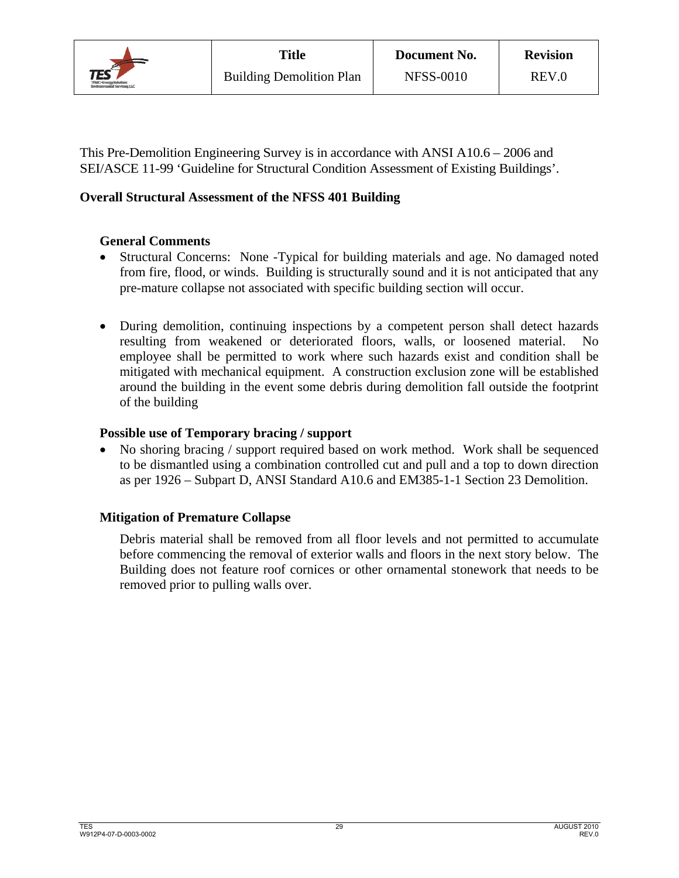This Pre-Demolition Engineering Survey is in accordance with ANSI A10.6 – 2006 and SEI/ASCE 11-99 'Guideline for Structural Condition Assessment of Existing Buildings'.

**Overall Structural Assessment of the NFSS 401 Building**

**General Comments**

- Structural Concerns: None -Typical for building materials and age. No damaged noted from fire, flood, or winds. Building is structurally sound and it is not anticipated that any pre-mature collapse not associated with specific building section will occur.

- During demolition, continuing inspections by a competent person shall detect hazards resulting from weakened or deteriorated floors, walls, or loosened material. No employee shall be permitted to work where such hazards exist and condition shall be mitigated with mechanical equipment. A construction exclusion zone will be established around the building in the event some debris during demolition fall outside the footprint of the building

**Possible use of Temporary bracing / support**

- No shoring bracing / support required based on work method. Work shall be sequenced to be dismantled using a combination controlled cut and pull and a top to down direction as per 1926 – Subpart D, ANSI Standard A10.6 and EM385-1-1 Section 23 Demolition.

**Mitigation of Premature Collapse**

Debris material shall be removed from all floor levels and not permitted to accumulate before commencing the removal of exterior walls and floors in the next story below. The Building does not feature roof cornices or other ornamental stonework that needs to be removed prior to pulling walls over.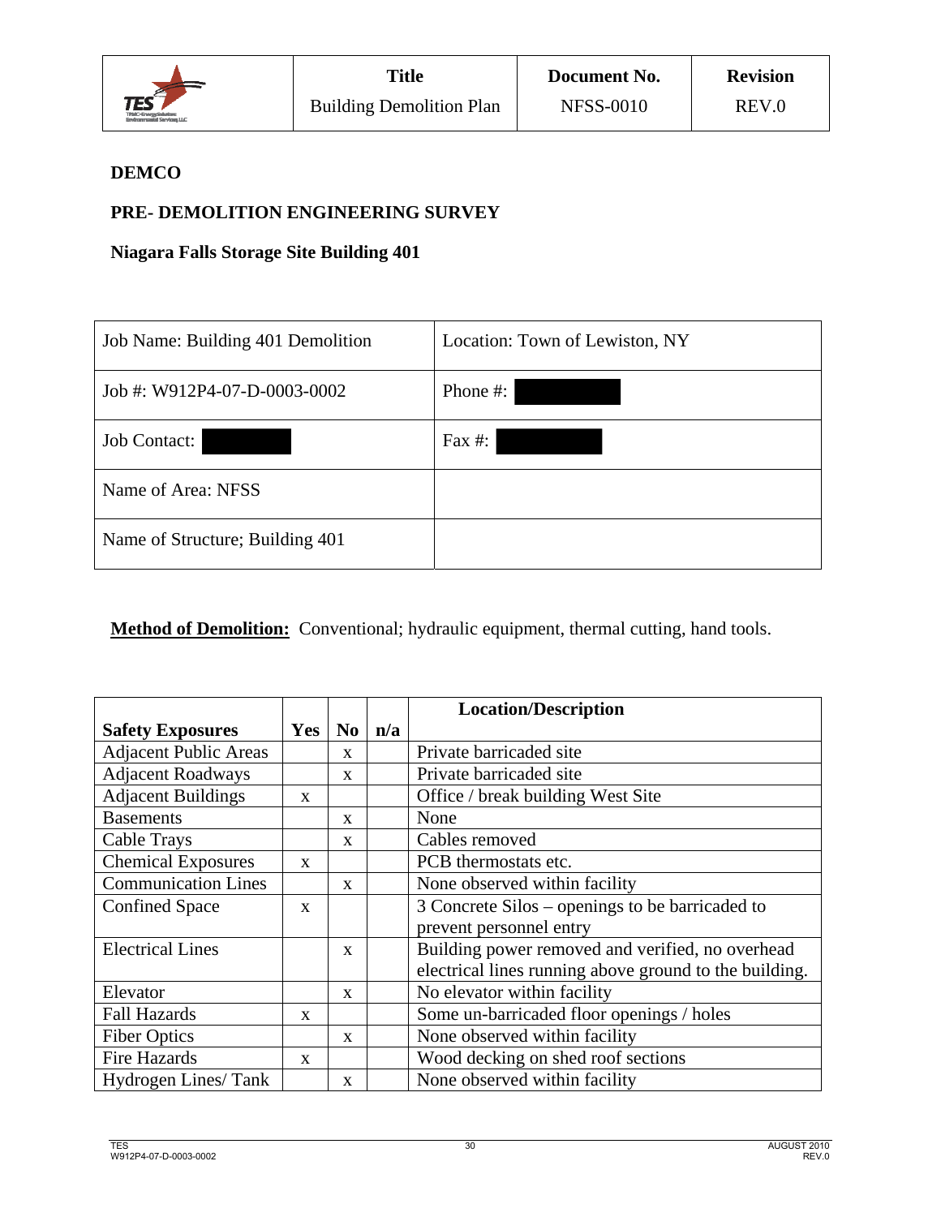| Title | Document No. | Revision |
|---|---|---|
| Building Demolition Plan | NFSS-0010 | REV.0 |

**DEMCO**

**PRE- DEMOLITION ENGINEERING SURVEY**

**Niagara Falls Storage Site Building 401**

| Job Name: Building 401 Demolition | Location: Town of Lewiston, NY |
|---|---|
| Job #: W912P4-07-D-0003-0002 | Phone #: |
| Job Contact: | Fax #: |
| Name of Area: NFSS | |
| Name of Structure; Building 401 | |

**Method of Demolition:** Conventional; hydraulic equipment, thermal cutting, hand tools.

| Safety Exposures | Yes | No | n/a | Location/Description |
|---|---|---|---|---|
| Adjacent Public Areas | | x | | Private barricaded site |
| Adjacent Roadways | | x | | Private barricaded site |
| Adjacent Buildings | x | | | Office / break building West Site |
| Basements | | x | | None |
| Cable Trays | | x | | Cables removed |
| Chemical Exposures | x | | | PCB thermostats etc. |
| Communication Lines | | x | | None observed within facility |
| Confined Space | x | | | 3 Concrete Silos – openings to be barricaded to prevent personnel entry |
| Electrical Lines | | x | | Building power removed and verified, no overhead electrical lines running above ground to the building. |
| Elevator | | x | | No elevator within facility |
| Fall Hazards | x | | | Some un-barricaded floor openings / holes |
| Fiber Optics | | x | | None observed within facility |
| Fire Hazards | x | | | Wood decking on shed roof sections |
| Hydrogen Lines/ Tank | | x | | None observed within facility |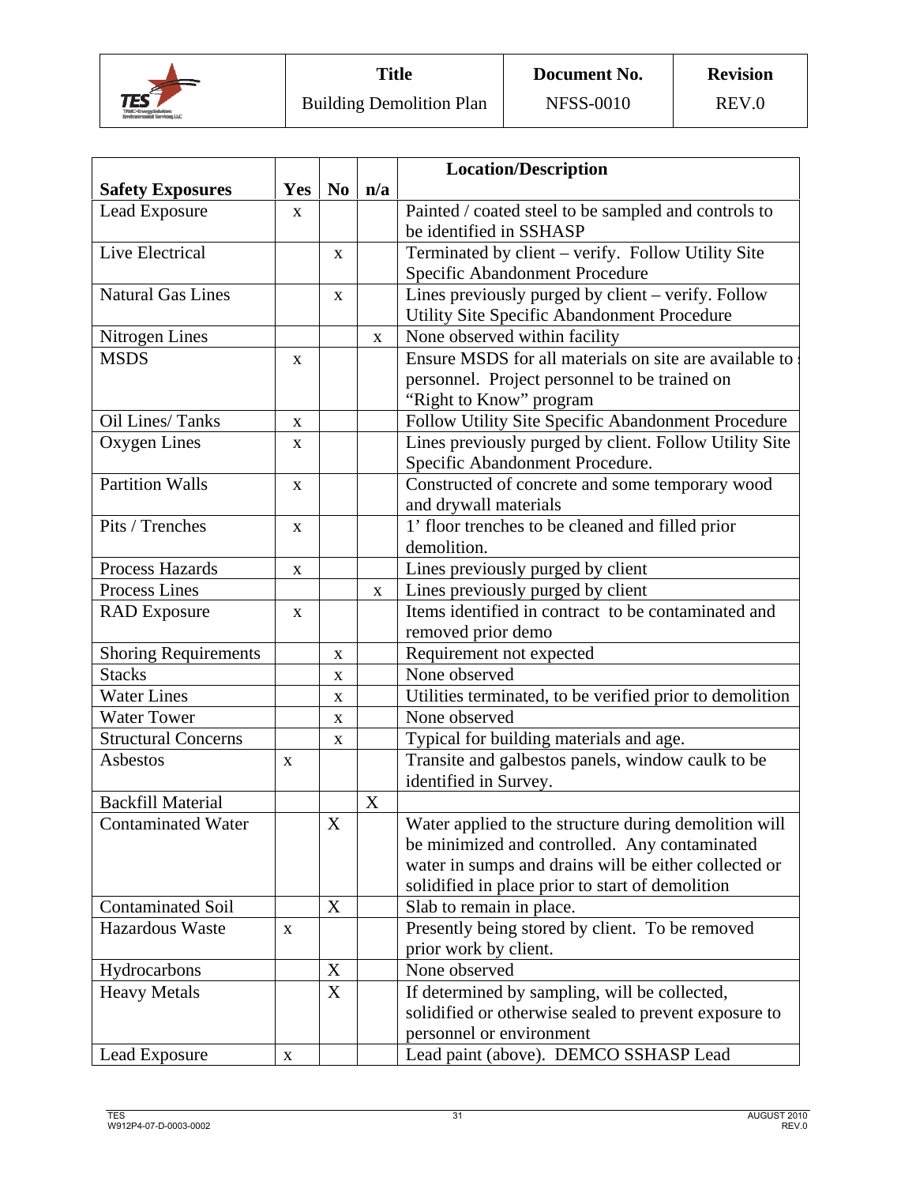| Safety Exposures | Yes | No | n/a | Location/Description |
|---|---|---|---|---|
| Lead Exposure | x | | | Painted / coated steel to be sampled and controls to be identified in SSHASP |
| Live Electrical | | x | | Terminated by client – verify. Follow Utility Site Specific Abandonment Procedure |
| Natural Gas Lines | | x | | Lines previously purged by client – verify. Follow Utility Site Specific Abandonment Procedure |
| Nitrogen Lines | | | x | None observed within facility |
| MSDS | x | | | Ensure MSDS for all materials on site are available to personnel. Project personnel to be trained on "Right to Know" program |
| Oil Lines/ Tanks | x | | | Follow Utility Site Specific Abandonment Procedure |
| Oxygen Lines | x | | | Lines previously purged by client. Follow Utility Site Specific Abandonment Procedure. |
| Partition Walls | x | | | Constructed of concrete and some temporary wood and drywall materials |
| Pits / Trenches | x | | | 1' floor trenches to be cleaned and filled prior demolition. |
| Process Hazards | x | | | Lines previously purged by client |
| Process Lines | | | x | Lines previously purged by client |
| RAD Exposure | x | | | Items identified in contract to be contaminated and removed prior demo |
| Shoring Requirements | | x | | Requirement not expected |
| Stacks | | x | | None observed |
| Water Lines | | x | | Utilities terminated, to be verified prior to demolition |
| Water Tower | | x | | None observed |
| Structural Concerns | | x | | Typical for building materials and age. |
| Asbestos | x | | | Transite and galbestos panels, window caulk to be identified in Survey. |
| Backfill Material | | | X | |
| Contaminated Water | | X | | Water applied to the structure during demolition will be minimized and controlled. Any contaminated water in sumps and drains will be either collected or solidified in place prior to start of demolition |
| Contaminated Soil | | X | | Slab to remain in place. |
| Hazardous Waste | x | | | Presently being stored by client. To be removed prior work by client. |
| Hydrocarbons | | X | | None observed |
| Heavy Metals | | X | | If determined by sampling, will be collected, solidified or otherwise sealed to prevent exposure to personnel or environment |
| Lead Exposure | x | | | Lead paint (above). DEMCO SSHASP Lead |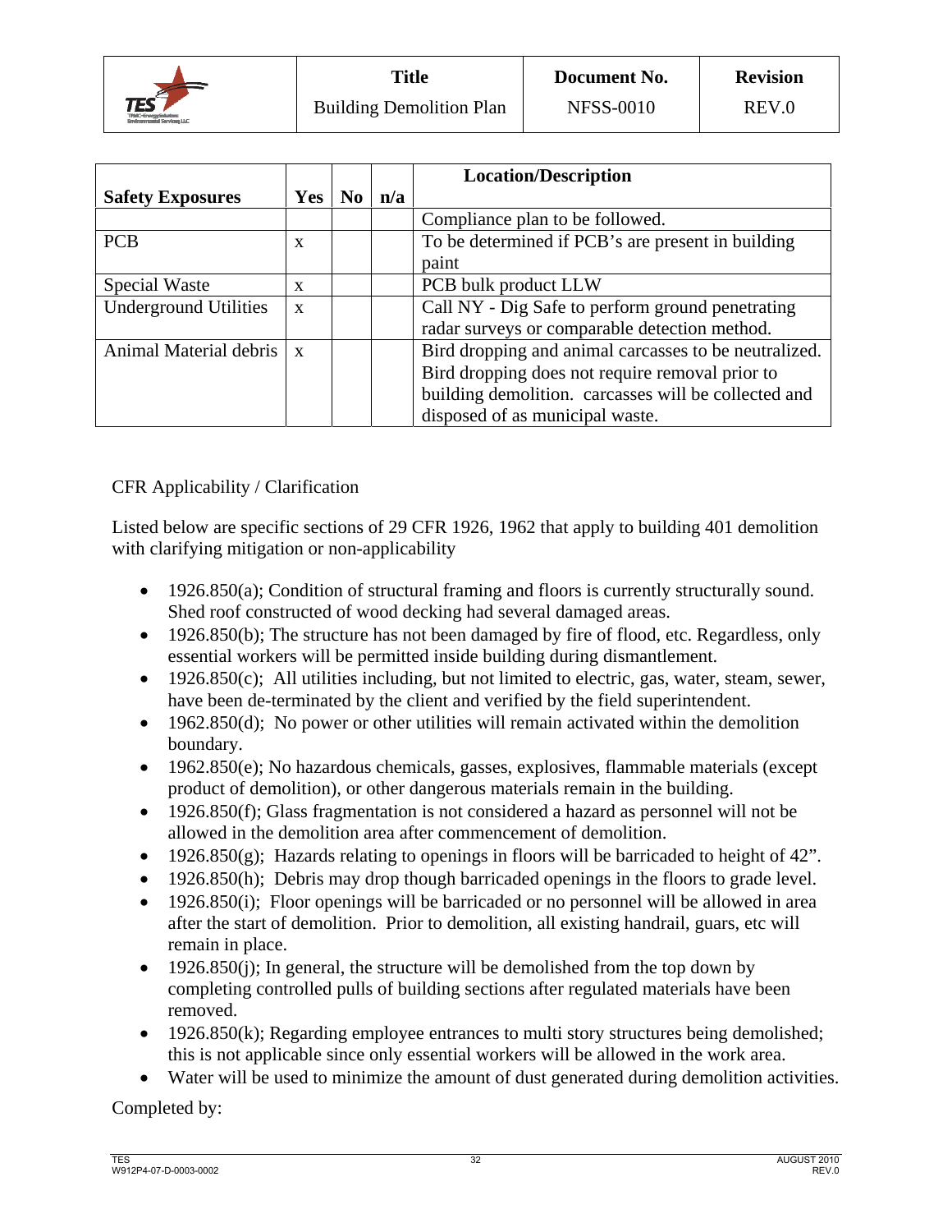| Safety Exposures | Yes | No | n/a | Location/Description |
|---|---|---|---|---|
| | | | | Compliance plan to be followed. |
| PCB | x | | | To be determined if PCB's are present in building paint |
| Special Waste | x | | | PCB bulk product LLW |
| Underground Utilities | x | | | Call NY - Dig Safe to perform ground penetrating radar surveys or comparable detection method. |
| Animal Material debris | x | | | Bird dropping and animal carcasses to be neutralized. Bird dropping does not require removal prior to building demolition. carcasses will be collected and disposed of as municipal waste. |

CFR Applicability / Clarification

Listed below are specific sections of 29 CFR 1926, 1962 that apply to building 401 demolition with clarifying mitigation or non-applicability

- 1926.850(a); Condition of structural framing and floors is currently structurally sound. Shed roof constructed of wood decking had several damaged areas.
- 1926.850(b); The structure has not been damaged by fire of flood, etc. Regardless, only essential workers will be permitted inside building during dismantlement.
- 1926.850(c); All utilities including, but not limited to electric, gas, water, steam, sewer, have been de-terminated by the client and verified by the field superintendent.
- 1962.850(d); No power or other utilities will remain activated within the demolition boundary.
- 1962.850(e); No hazardous chemicals, gasses, explosives, flammable materials (except product of demolition), or other dangerous materials remain in the building.
- 1926.850(f); Glass fragmentation is not considered a hazard as personnel will not be allowed in the demolition area after commencement of demolition.
- 1926.850(g); Hazards relating to openings in floors will be barricaded to height of 42".
- 1926.850(h); Debris may drop though barricaded openings in the floors to grade level.
- 1926.850(i); Floor openings will be barricaded or no personnel will be allowed in area after the start of demolition. Prior to demolition, all existing handrail, guars, etc will remain in place.
- 1926.850(j); In general, the structure will be demolished from the top down by completing controlled pulls of building sections after regulated materials have been removed.
- 1926.850(k); Regarding employee entrances to multi story structures being demolished; this is not applicable since only essential workers will be allowed in the work area.
- Water will be used to minimize the amount of dust generated during demolition activities.

Completed by: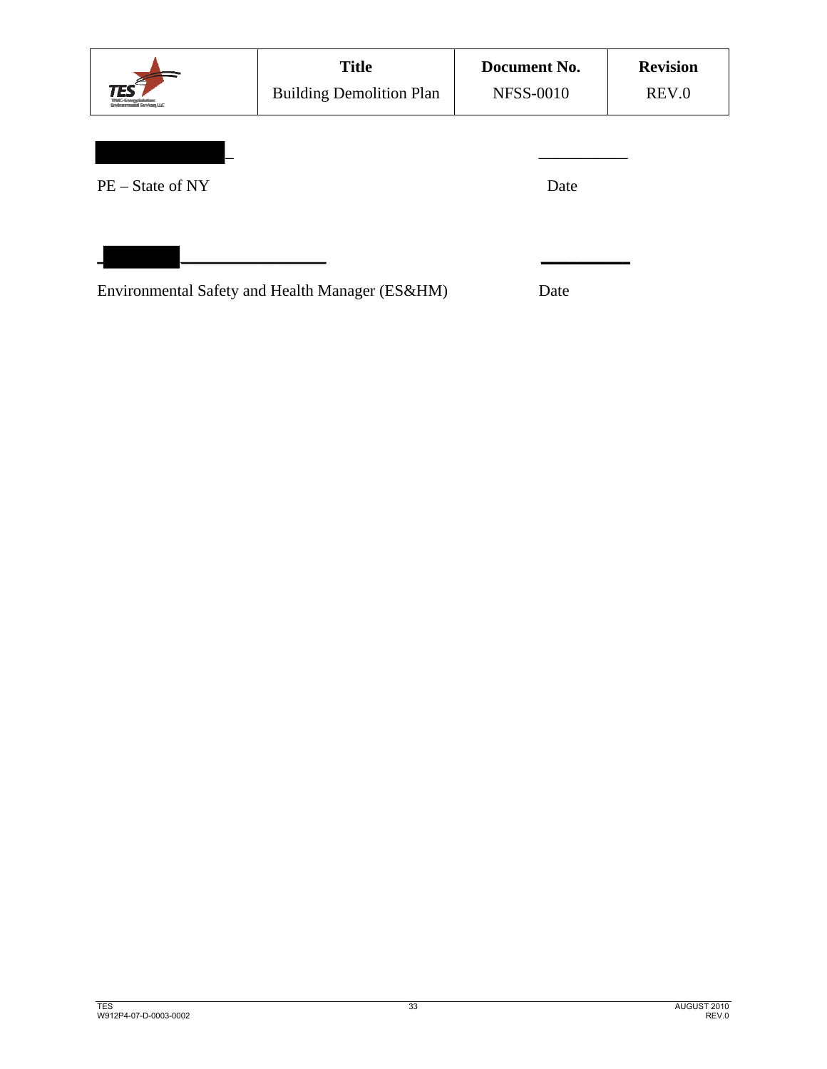______________________ ____________

PE – State of NY Date

______________________ ____________

Environmental Safety and Health Manager (ES&HM) Date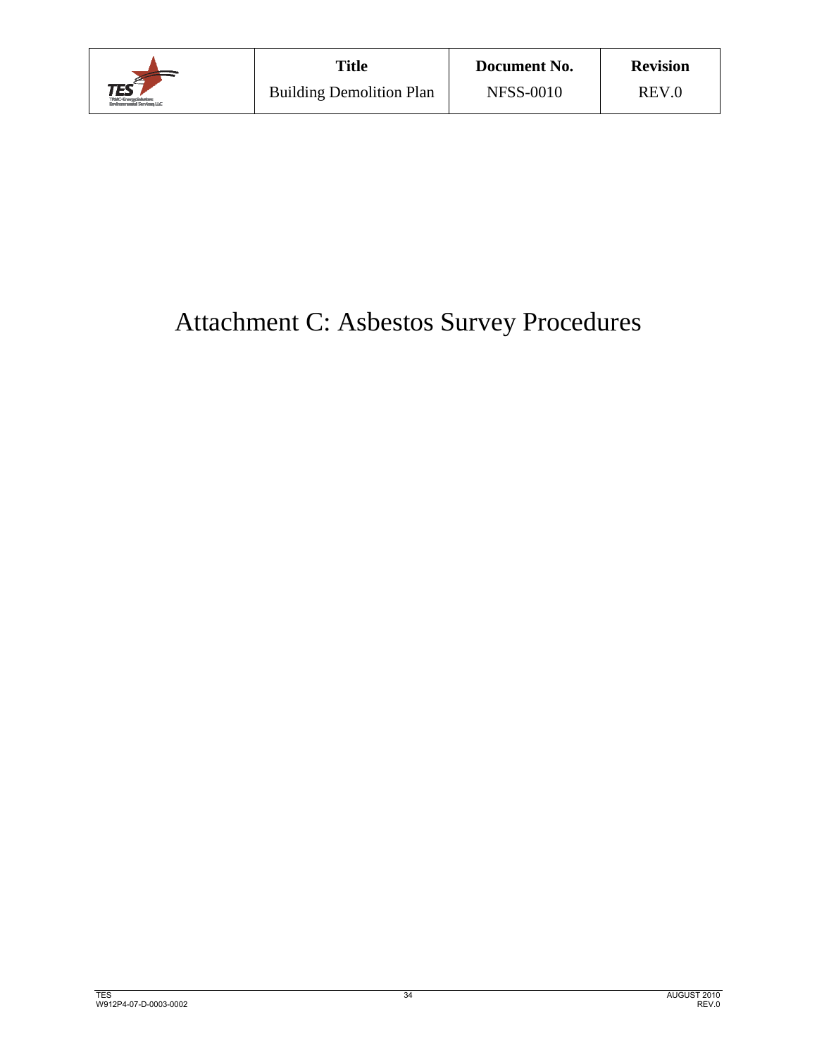# Attachment C: Asbestos Survey Procedures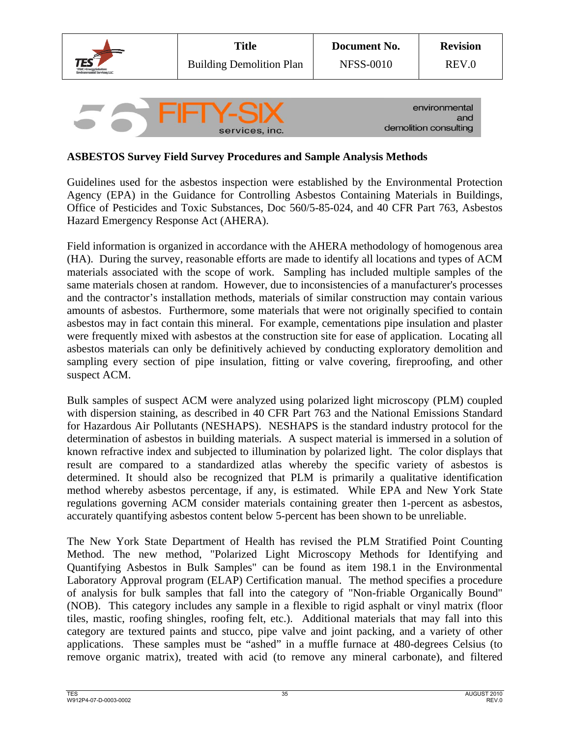## ASBESTOS Survey Field Survey Procedures and Sample Analysis Methods

Guidelines used for the asbestos inspection were established by the Environmental Protection Agency (EPA) in the Guidance for Controlling Asbestos Containing Materials in Buildings, Office of Pesticides and Toxic Substances, Doc 560/5-85-024, and 40 CFR Part 763, Asbestos Hazard Emergency Response Act (AHERA).

Field information is organized in accordance with the AHERA methodology of homogenous area (HA). During the survey, reasonable efforts are made to identify all locations and types of ACM materials associated with the scope of work. Sampling has included multiple samples of the same materials chosen at random. However, due to inconsistencies of a manufacturer's processes and the contractor's installation methods, materials of similar construction may contain various amounts of asbestos. Furthermore, some materials that were not originally specified to contain asbestos may in fact contain this mineral. For example, cementations pipe insulation and plaster were frequently mixed with asbestos at the construction site for ease of application. Locating all asbestos materials can only be definitively achieved by conducting exploratory demolition and sampling every section of pipe insulation, fitting or valve covering, fireproofing, and other suspect ACM.

Bulk samples of suspect ACM were analyzed using polarized light microscopy (PLM) coupled with dispersion staining, as described in 40 CFR Part 763 and the National Emissions Standard for Hazardous Air Pollutants (NESHAPS). NESHAPS is the standard industry protocol for the determination of asbestos in building materials. A suspect material is immersed in a solution of known refractive index and subjected to illumination by polarized light. The color displays that result are compared to a standardized atlas whereby the specific variety of asbestos is determined. It should also be recognized that PLM is primarily a qualitative identification method whereby asbestos percentage, if any, is estimated. While EPA and New York State regulations governing ACM consider materials containing greater then 1-percent as asbestos, accurately quantifying asbestos content below 5-percent has been shown to be unreliable.

The New York State Department of Health has revised the PLM Stratified Point Counting Method. The new method, "Polarized Light Microscopy Methods for Identifying and Quantifying Asbestos in Bulk Samples" can be found as item 198.1 in the Environmental Laboratory Approval program (ELAP) Certification manual. The method specifies a procedure of analysis for bulk samples that fall into the category of "Non-friable Organically Bound" (NOB). This category includes any sample in a flexible to rigid asphalt or vinyl matrix (floor tiles, mastic, roofing shingles, roofing felt, etc.). Additional materials that may fall into this category are textured paints and stucco, pipe valve and joint packing, and a variety of other applications. These samples must be "ashed" in a muffle furnace at 480-degrees Celsius (to remove organic matrix), treated with acid (to remove any mineral carbonate), and filtered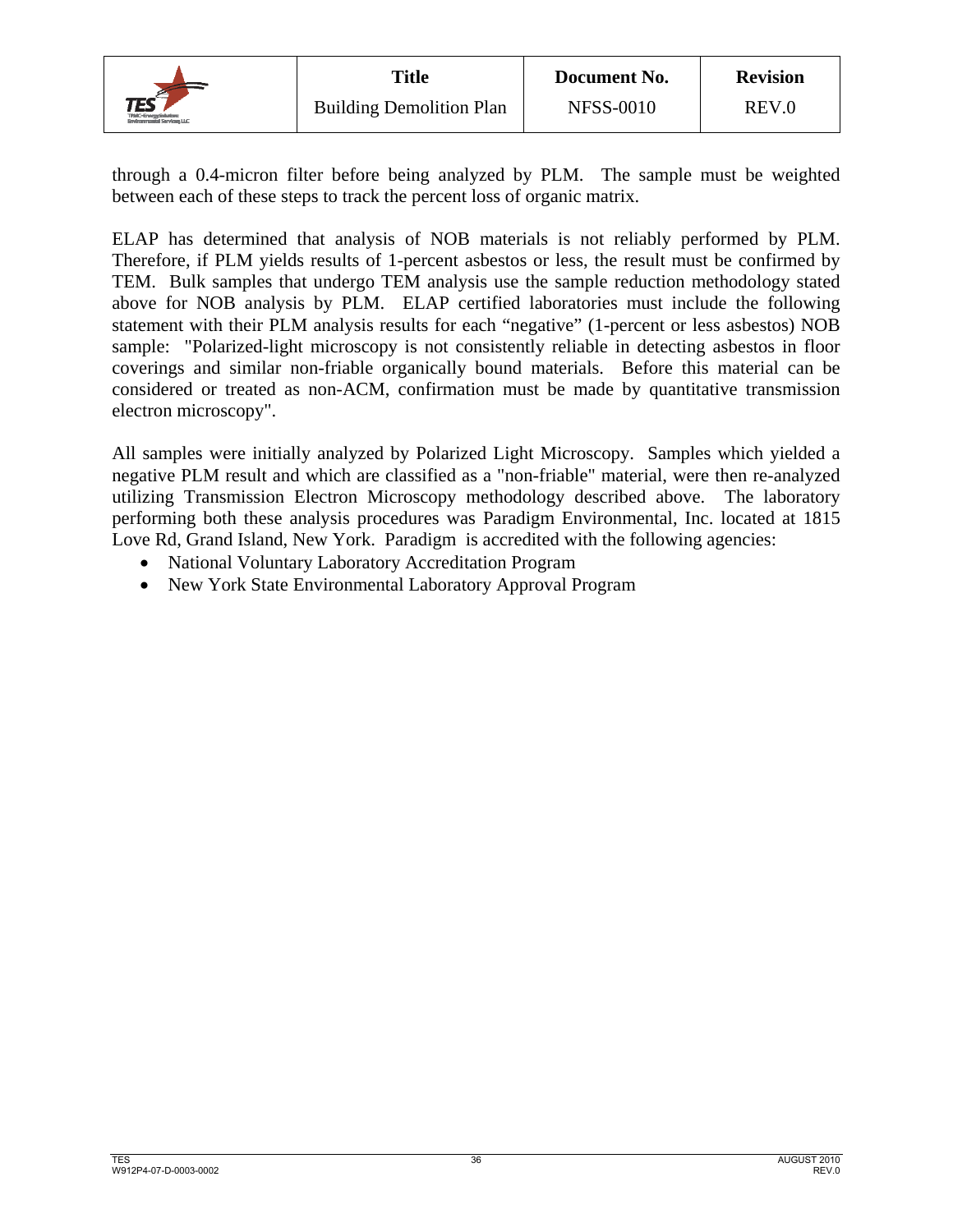through a 0.4-micron filter before being analyzed by PLM. The sample must be weighted between each of these steps to track the percent loss of organic matrix.

ELAP has determined that analysis of NOB materials is not reliably performed by PLM. Therefore, if PLM yields results of 1-percent asbestos or less, the result must be confirmed by TEM. Bulk samples that undergo TEM analysis use the sample reduction methodology stated above for NOB analysis by PLM. ELAP certified laboratories must include the following statement with their PLM analysis results for each "negative" (1-percent or less asbestos) NOB sample: "Polarized-light microscopy is not consistently reliable in detecting asbestos in floor coverings and similar non-friable organically bound materials. Before this material can be considered or treated as non-ACM, confirmation must be made by quantitative transmission electron microscopy".

All samples were initially analyzed by Polarized Light Microscopy. Samples which yielded a negative PLM result and which are classified as a "non-friable" material, were then re-analyzed utilizing Transmission Electron Microscopy methodology described above. The laboratory performing both these analysis procedures was Paradigm Environmental, Inc. located at 1815 Love Rd, Grand Island, New York. Paradigm is accredited with the following agencies:

- National Voluntary Laboratory Accreditation Program
- New York State Environmental Laboratory Approval Program